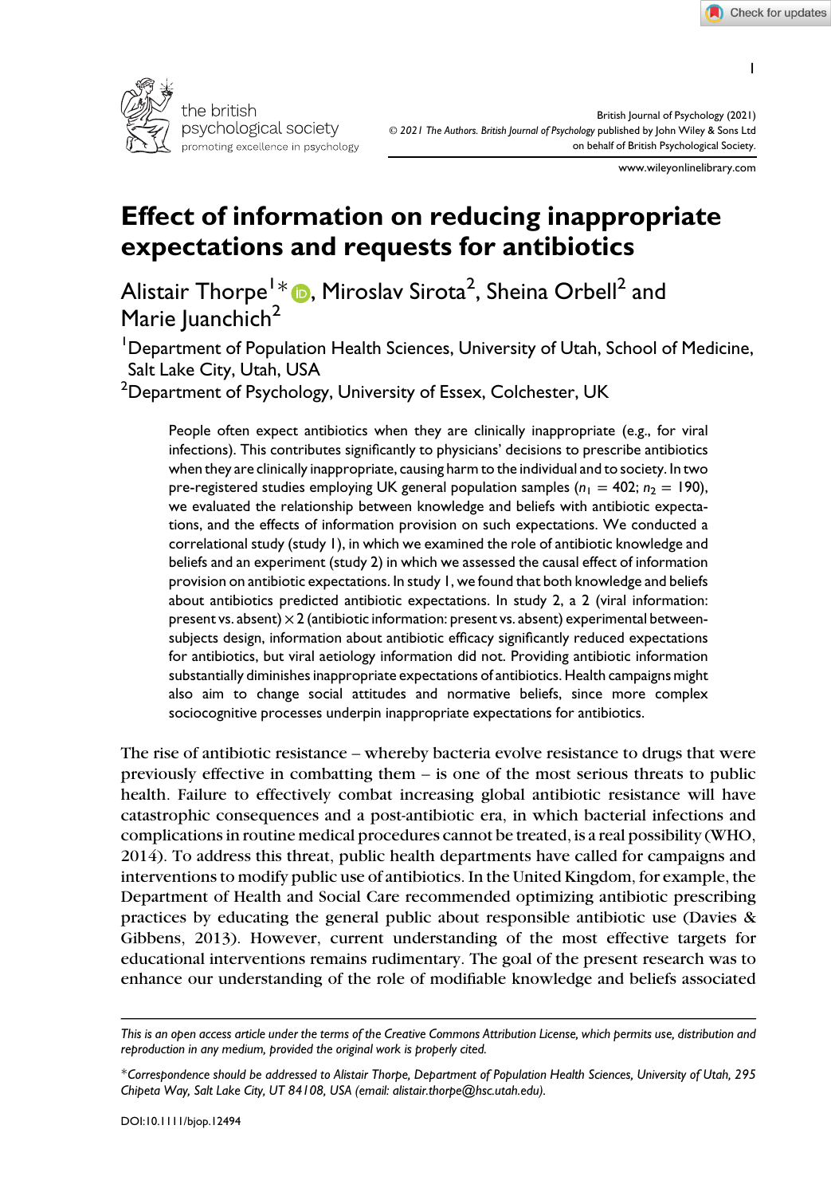# Effect of information on reducing inappropriate expectations and requests for antibiotics

Alistair Thorpe[1]*, Miroslav Sirota[2], Sheina Orbell[2] and Marie Juanchich[2]

[1]Department of Population Health Sciences, University of Utah, School of Medicine, Salt Lake City, Utah, USA

[2]Department of Psychology, University of Essex, Colchester, UK

People often expect antibiotics when they are clinically inappropriate (e.g., for viral infections). This contributes significantly to physicians' decisions to prescribe antibiotics when they are clinically inappropriate, causing harm to the individual and to society. In two pre-registered studies employing UK general population samples ($n_1 = 402$; $n_2 = 190$), we evaluated the relationship between knowledge and beliefs with antibiotic expectations, and the effects of information provision on such expectations. We conducted a correlational study (study 1), in which we examined the role of antibiotic knowledge and beliefs and an experiment (study 2) in which we assessed the causal effect of information provision on antibiotic expectations. In study 1, we found that both knowledge and beliefs about antibiotics predicted antibiotic expectations. In study 2, a 2 (viral information: present vs. absent) × 2 (antibiotic information: present vs. absent) experimental between-subjects design, information about antibiotic efficacy significantly reduced expectations for antibiotics, but viral aetiology information did not. Providing antibiotic information substantially diminishes inappropriate expectations of antibiotics. Health campaigns might also aim to change social attitudes and normative beliefs, since more complex sociocognitive processes underpin inappropriate expectations for antibiotics.

The rise of antibiotic resistance – whereby bacteria evolve resistance to drugs that were previously effective in combatting them – is one of the most serious threats to public health. Failure to effectively combat increasing global antibiotic resistance will have catastrophic consequences and a post-antibiotic era, in which bacterial infections and complications in routine medical procedures cannot be treated, is a real possibility (WHO, 2014). To address this threat, public health departments have called for campaigns and interventions to modify public use of antibiotics. In the United Kingdom, for example, the Department of Health and Social Care recommended optimizing antibiotic prescribing practices by educating the general public about responsible antibiotic use (Davies & Gibbens, 2013). However, current understanding of the most effective targets for educational interventions remains rudimentary. The goal of the present research was to enhance our understanding of the role of modifiable knowledge and beliefs associated

*This is an open access article under the terms of the Creative Commons Attribution License, which permits use, distribution and reproduction in any medium, provided the original work is properly cited.*

*Correspondence should be addressed to Alistair Thorpe, Department of Population Health Sciences, University of Utah, 295 Chipeta Way, Salt Lake City, UT 84108, USA (email: alistair.thorpe@hsc.utah.edu).*

DOI:10.1111/bjop.12494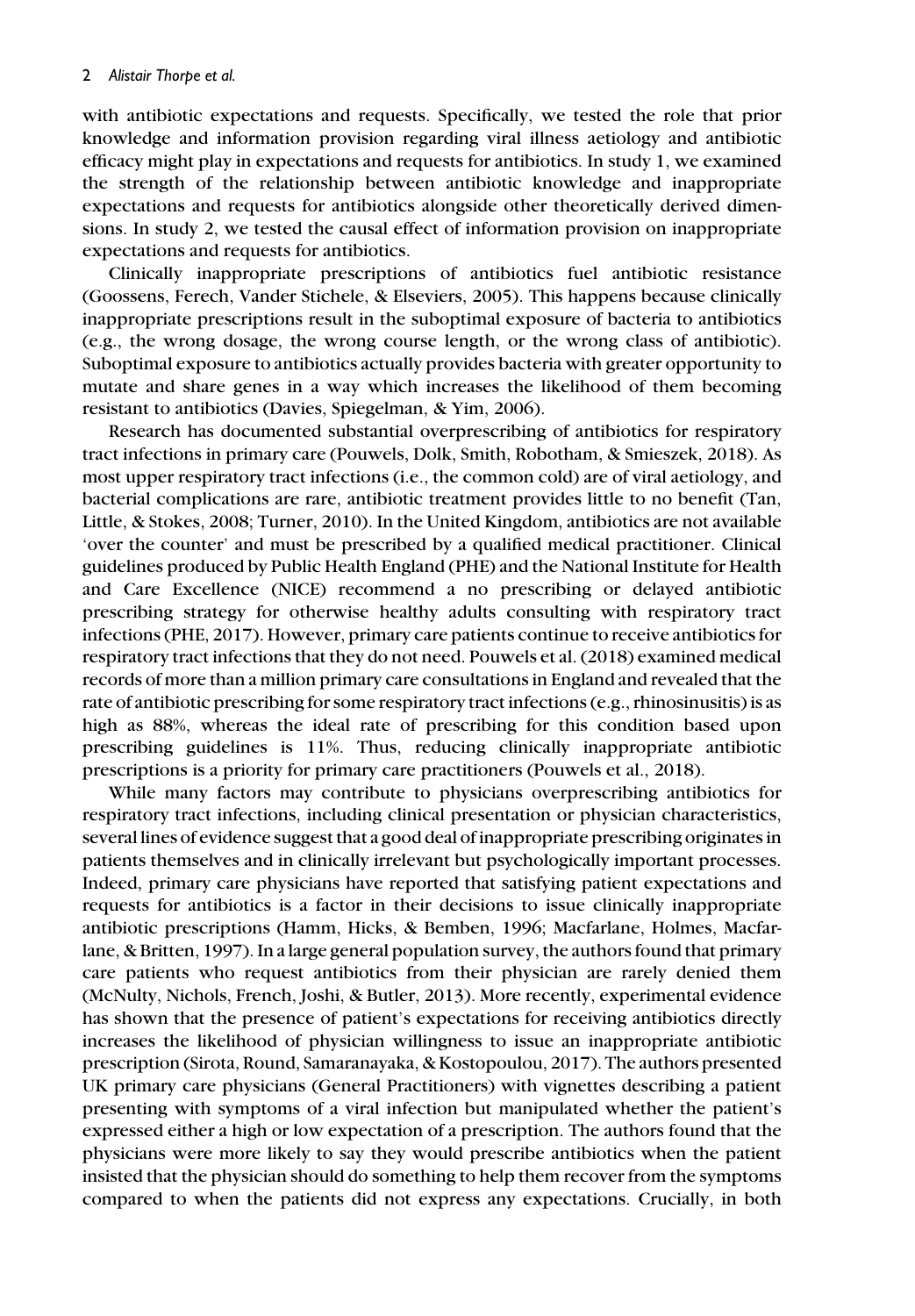with antibiotic expectations and requests. Specifically, we tested the role that prior knowledge and information provision regarding viral illness aetiology and antibiotic efficacy might play in expectations and requests for antibiotics. In study 1, we examined the strength of the relationship between antibiotic knowledge and inappropriate expectations and requests for antibiotics alongside other theoretically derived dimensions. In study 2, we tested the causal effect of information provision on inappropriate expectations and requests for antibiotics.

Clinically inappropriate prescriptions of antibiotics fuel antibiotic resistance (Goossens, Ferech, Vander Stichele, & Elseviers, 2005). This happens because clinically inappropriate prescriptions result in the suboptimal exposure of bacteria to antibiotics (e.g., the wrong dosage, the wrong course length, or the wrong class of antibiotic). Suboptimal exposure to antibiotics actually provides bacteria with greater opportunity to mutate and share genes in a way which increases the likelihood of them becoming resistant to antibiotics (Davies, Spiegelman, & Yim, 2006).

Research has documented substantial overprescribing of antibiotics for respiratory tract infections in primary care (Pouwels, Dolk, Smith, Robotham, & Smieszek, 2018). As most upper respiratory tract infections (i.e., the common cold) are of viral aetiology, and bacterial complications are rare, antibiotic treatment provides little to no benefit (Tan, Little, & Stokes, 2008; Turner, 2010). In the United Kingdom, antibiotics are not available 'over the counter' and must be prescribed by a qualified medical practitioner. Clinical guidelines produced by Public Health England (PHE) and the National Institute for Health and Care Excellence (NICE) recommend a no prescribing or delayed antibiotic prescribing strategy for otherwise healthy adults consulting with respiratory tract infections (PHE, 2017). However, primary care patients continue to receive antibiotics for respiratory tract infections that they do not need. Pouwels et al. (2018) examined medical records of more than a million primary care consultations in England and revealed that the rate of antibiotic prescribing for some respiratory tract infections (e.g., rhinosinusitis) is as high as 88%, whereas the ideal rate of prescribing for this condition based upon prescribing guidelines is 11%. Thus, reducing clinically inappropriate antibiotic prescriptions is a priority for primary care practitioners (Pouwels et al., 2018).

While many factors may contribute to physicians overprescribing antibiotics for respiratory tract infections, including clinical presentation or physician characteristics, several lines of evidence suggest that a good deal of inappropriate prescribing originates in patients themselves and in clinically irrelevant but psychologically important processes. Indeed, primary care physicians have reported that satisfying patient expectations and requests for antibiotics is a factor in their decisions to issue clinically inappropriate antibiotic prescriptions (Hamm, Hicks, & Bemben, 1996; Macfarlane, Holmes, Macfarlane, & Britten, 1997). In a large general population survey, the authors found that primary care patients who request antibiotics from their physician are rarely denied them (McNulty, Nichols, French, Joshi, & Butler, 2013). More recently, experimental evidence has shown that the presence of patient's expectations for receiving antibiotics directly increases the likelihood of physician willingness to issue an inappropriate antibiotic prescription (Sirota, Round, Samaranayaka, & Kostopoulou, 2017). The authors presented UK primary care physicians (General Practitioners) with vignettes describing a patient presenting with symptoms of a viral infection but manipulated whether the patient's expressed either a high or low expectation of a prescription. The authors found that the physicians were more likely to say they would prescribe antibiotics when the patient insisted that the physician should do something to help them recover from the symptoms compared to when the patients did not express any expectations. Crucially, in both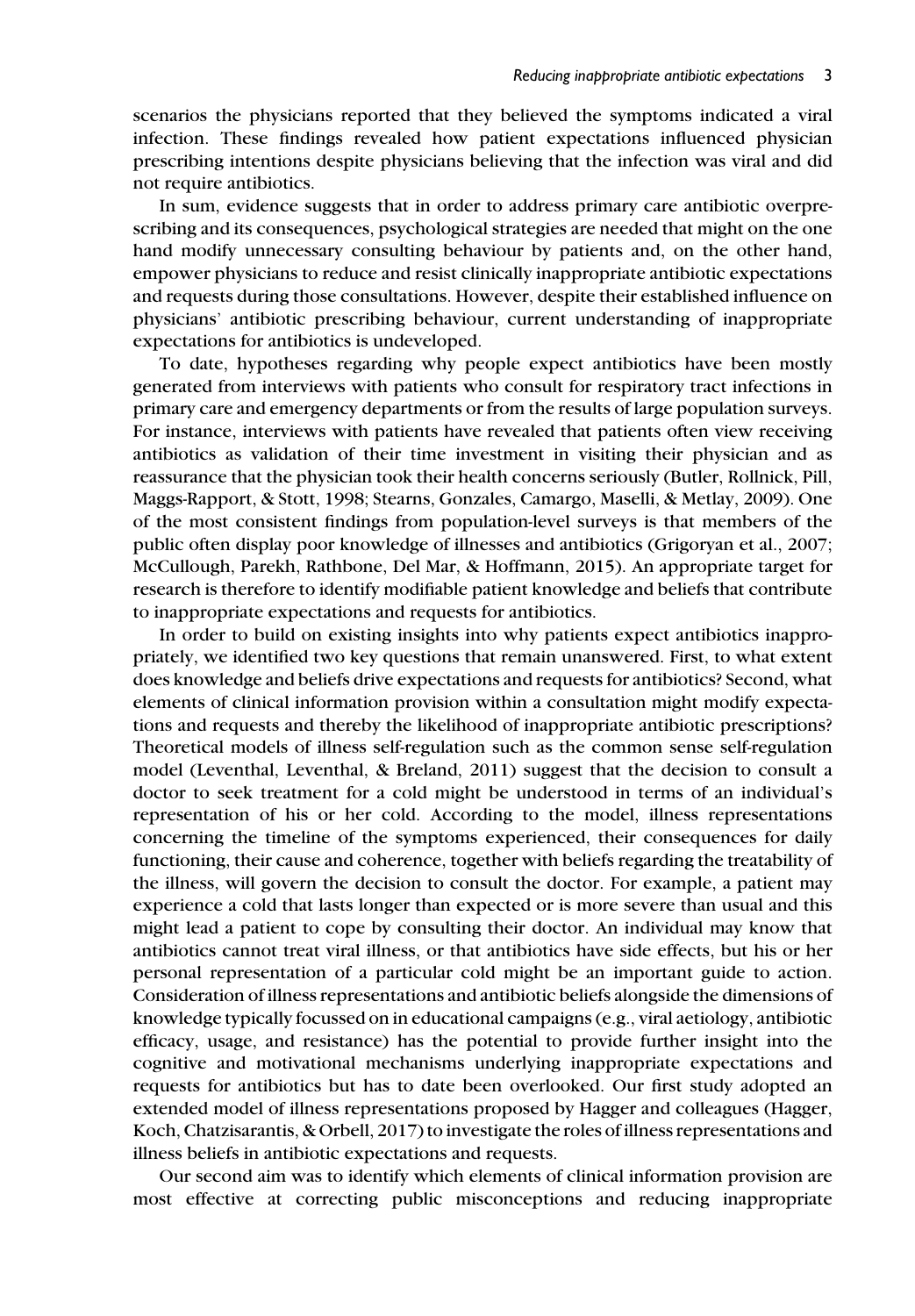scenarios the physicians reported that they believed the symptoms indicated a viral infection. These findings revealed how patient expectations influenced physician prescribing intentions despite physicians believing that the infection was viral and did not require antibiotics.

In sum, evidence suggests that in order to address primary care antibiotic overprescribing and its consequences, psychological strategies are needed that might on the one hand modify unnecessary consulting behaviour by patients and, on the other hand, empower physicians to reduce and resist clinically inappropriate antibiotic expectations and requests during those consultations. However, despite their established influence on physicians' antibiotic prescribing behaviour, current understanding of inappropriate expectations for antibiotics is undeveloped.

To date, hypotheses regarding why people expect antibiotics have been mostly generated from interviews with patients who consult for respiratory tract infections in primary care and emergency departments or from the results of large population surveys. For instance, interviews with patients have revealed that patients often view receiving antibiotics as validation of their time investment in visiting their physician and as reassurance that the physician took their health concerns seriously (Butler, Rollnick, Pill, Maggs-Rapport, & Stott, 1998; Stearns, Gonzales, Camargo, Maselli, & Metlay, 2009). One of the most consistent findings from population-level surveys is that members of the public often display poor knowledge of illnesses and antibiotics (Grigoryan et al., 2007; McCullough, Parekh, Rathbone, Del Mar, & Hoffmann, 2015). An appropriate target for research is therefore to identify modifiable patient knowledge and beliefs that contribute to inappropriate expectations and requests for antibiotics.

In order to build on existing insights into why patients expect antibiotics inappropriately, we identified two key questions that remain unanswered. First, to what extent does knowledge and beliefs drive expectations and requests for antibiotics? Second, what elements of clinical information provision within a consultation might modify expectations and requests and thereby the likelihood of inappropriate antibiotic prescriptions? Theoretical models of illness self-regulation such as the common sense self-regulation model (Leventhal, Leventhal, & Breland, 2011) suggest that the decision to consult a doctor to seek treatment for a cold might be understood in terms of an individual's representation of his or her cold. According to the model, illness representations concerning the timeline of the symptoms experienced, their consequences for daily functioning, their cause and coherence, together with beliefs regarding the treatability of the illness, will govern the decision to consult the doctor. For example, a patient may experience a cold that lasts longer than expected or is more severe than usual and this might lead a patient to cope by consulting their doctor. An individual may know that antibiotics cannot treat viral illness, or that antibiotics have side effects, but his or her personal representation of a particular cold might be an important guide to action. Consideration of illness representations and antibiotic beliefs alongside the dimensions of knowledge typically focussed on in educational campaigns (e.g., viral aetiology, antibiotic efficacy, usage, and resistance) has the potential to provide further insight into the cognitive and motivational mechanisms underlying inappropriate expectations and requests for antibiotics but has to date been overlooked. Our first study adopted an extended model of illness representations proposed by Hagger and colleagues (Hagger, Koch, Chatzisarantis, & Orbell, 2017) to investigate the roles of illness representations and illness beliefs in antibiotic expectations and requests.

Our second aim was to identify which elements of clinical information provision are most effective at correcting public misconceptions and reducing inappropriate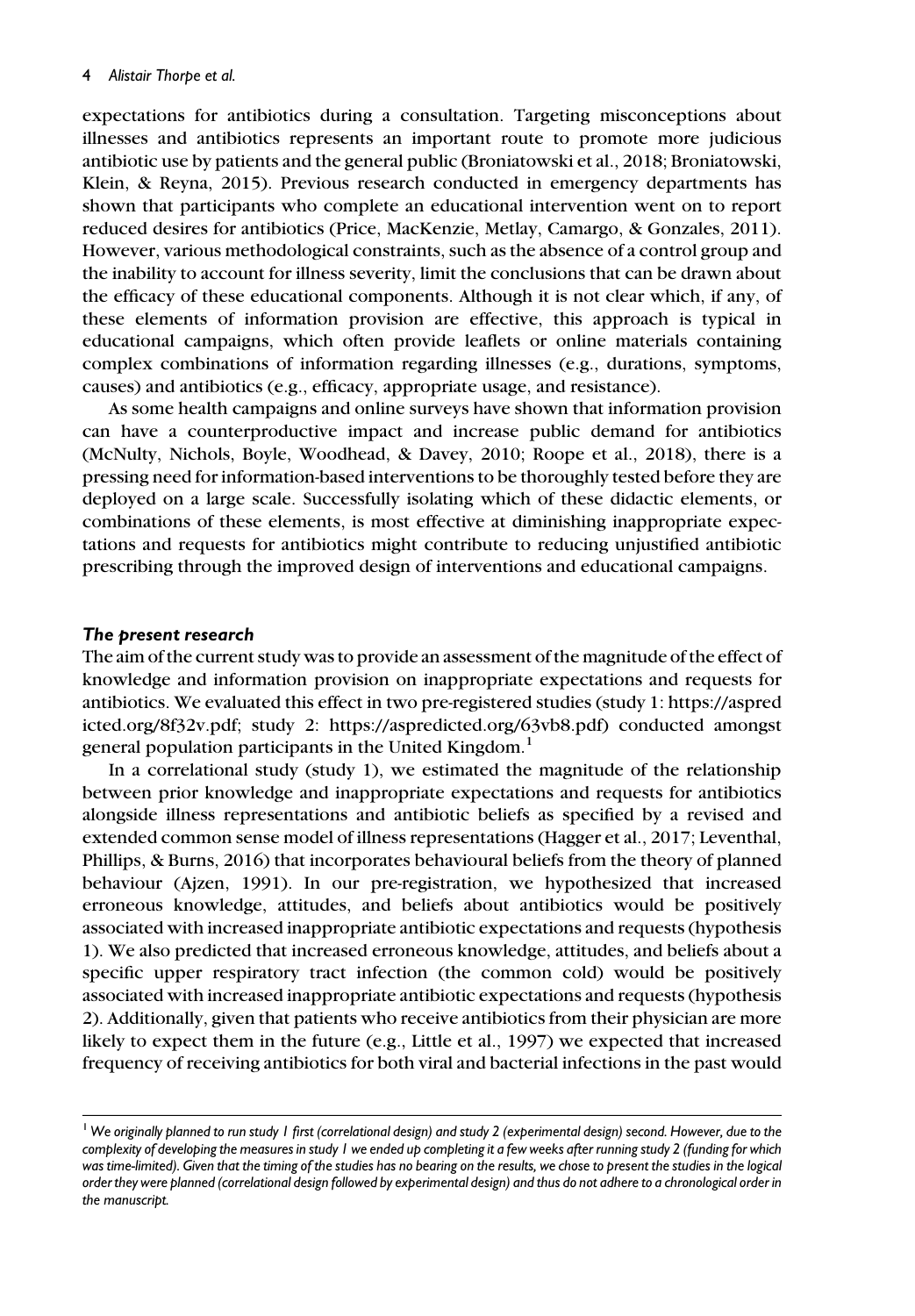expectations for antibiotics during a consultation. Targeting misconceptions about illnesses and antibiotics represents an important route to promote more judicious antibiotic use by patients and the general public (Broniatowski et al., 2018; Broniatowski, Klein, & Reyna, 2015). Previous research conducted in emergency departments has shown that participants who complete an educational intervention went on to report reduced desires for antibiotics (Price, MacKenzie, Metlay, Camargo, & Gonzales, 2011). However, various methodological constraints, such as the absence of a control group and the inability to account for illness severity, limit the conclusions that can be drawn about the efficacy of these educational components. Although it is not clear which, if any, of these elements of information provision are effective, this approach is typical in educational campaigns, which often provide leaflets or online materials containing complex combinations of information regarding illnesses (e.g., durations, symptoms, causes) and antibiotics (e.g., efficacy, appropriate usage, and resistance).

As some health campaigns and online surveys have shown that information provision can have a counterproductive impact and increase public demand for antibiotics (McNulty, Nichols, Boyle, Woodhead, & Davey, 2010; Roope et al., 2018), there is a pressing need for information-based interventions to be thoroughly tested before they are deployed on a large scale. Successfully isolating which of these didactic elements, or combinations of these elements, is most effective at diminishing inappropriate expectations and requests for antibiotics might contribute to reducing unjustified antibiotic prescribing through the improved design of interventions and educational campaigns.

### *The present research*

The aim of the current study was to provide an assessment of the magnitude of the effect of knowledge and information provision on inappropriate expectations and requests for antibiotics. We evaluated this effect in two pre-registered studies (study 1: https://aspredicted.org/8f32v.pdf; study 2: https://aspredicted.org/63vb8.pdf) conducted amongst general population participants in the United Kingdom.[1]

In a correlational study (study 1), we estimated the magnitude of the relationship between prior knowledge and inappropriate expectations and requests for antibiotics alongside illness representations and antibiotic beliefs as specified by a revised and extended common sense model of illness representations (Hagger et al., 2017; Leventhal, Phillips, & Burns, 2016) that incorporates behavioural beliefs from the theory of planned behaviour (Ajzen, 1991). In our pre-registration, we hypothesized that increased erroneous knowledge, attitudes, and beliefs about antibiotics would be positively associated with increased inappropriate antibiotic expectations and requests (hypothesis 1). We also predicted that increased erroneous knowledge, attitudes, and beliefs about a specific upper respiratory tract infection (the common cold) would be positively associated with increased inappropriate antibiotic expectations and requests (hypothesis 2). Additionally, given that patients who receive antibiotics from their physician are more likely to expect them in the future (e.g., Little et al., 1997) we expected that increased frequency of receiving antibiotics for both viral and bacterial infections in the past would

---

[1] *We originally planned to run study 1 first (correlational design) and study 2 (experimental design) second. However, due to the complexity of developing the measures in study 1 we ended up completing it a few weeks after running study 2 (funding for which was time-limited). Given that the timing of the studies has no bearing on the results, we chose to present the studies in the logical order they were planned (correlational design followed by experimental design) and thus do not adhere to a chronological order in the manuscript.*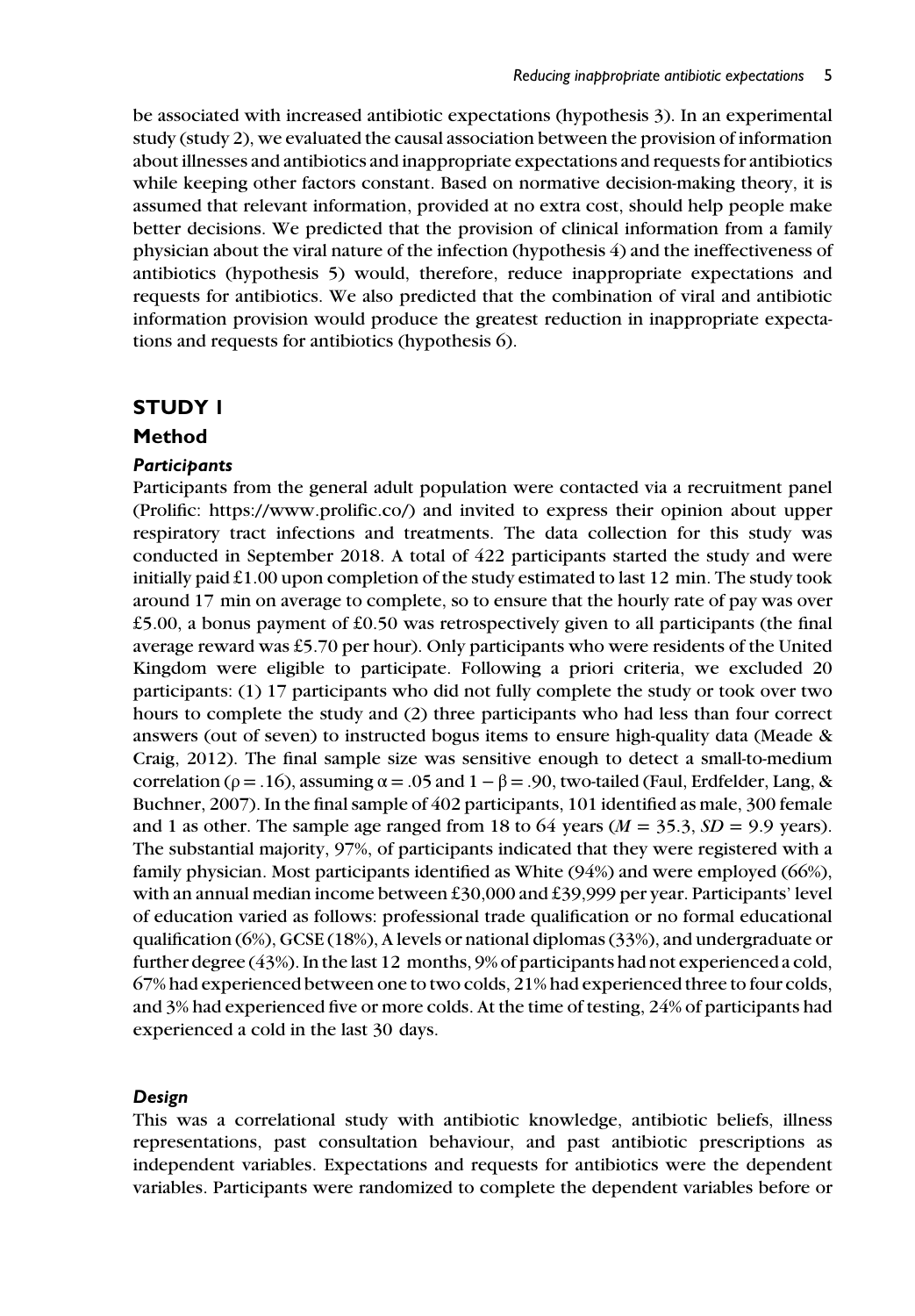be associated with increased antibiotic expectations (hypothesis 3). In an experimental study (study 2), we evaluated the causal association between the provision of information about illnesses and antibiotics and inappropriate expectations and requests for antibiotics while keeping other factors constant. Based on normative decision-making theory, it is assumed that relevant information, provided at no extra cost, should help people make better decisions. We predicted that the provision of clinical information from a family physician about the viral nature of the infection (hypothesis 4) and the ineffectiveness of antibiotics (hypothesis 5) would, therefore, reduce inappropriate expectations and requests for antibiotics. We also predicted that the combination of viral and antibiotic information provision would produce the greatest reduction in inappropriate expectations and requests for antibiotics (hypothesis 6).

## STUDY 1

### Method

#### *Participants*

Participants from the general adult population were contacted via a recruitment panel (Prolific: https://www.prolific.co/) and invited to express their opinion about upper respiratory tract infections and treatments. The data collection for this study was conducted in September 2018. A total of 422 participants started the study and were initially paid £1.00 upon completion of the study estimated to last 12 min. The study took around 17 min on average to complete, so to ensure that the hourly rate of pay was over £5.00, a bonus payment of £0.50 was retrospectively given to all participants (the final average reward was £5.70 per hour). Only participants who were residents of the United Kingdom were eligible to participate. Following a priori criteria, we excluded 20 participants: (1) 17 participants who did not fully complete the study or took over two hours to complete the study and (2) three participants who had less than four correct answers (out of seven) to instructed bogus items to ensure high-quality data (Meade & Craig, 2012). The final sample size was sensitive enough to detect a small-to-medium correlation ($\rho = .16$), assuming $\alpha = .05$ and $1 - \beta = .90$, two-tailed (Faul, Erdfelder, Lang, & Buchner, 2007). In the final sample of 402 participants, 101 identified as male, 300 female and 1 as other. The sample age ranged from 18 to 64 years ($M = 35.3$, $SD = 9.9$ years). The substantial majority, 97%, of participants indicated that they were registered with a family physician. Most participants identified as White (94%) and were employed (66%), with an annual median income between £30,000 and £39,999 per year. Participants' level of education varied as follows: professional trade qualification or no formal educational qualification (6%), GCSE (18%), A levels or national diplomas (33%), and undergraduate or further degree (43%). In the last 12 months, 9% of participants had not experienced a cold, 67% had experienced between one to two colds, 21% had experienced three to four colds, and 3% had experienced five or more colds. At the time of testing, 24% of participants had experienced a cold in the last 30 days.

#### *Design*

This was a correlational study with antibiotic knowledge, antibiotic beliefs, illness representations, past consultation behaviour, and past antibiotic prescriptions as independent variables. Expectations and requests for antibiotics were the dependent variables. Participants were randomized to complete the dependent variables before or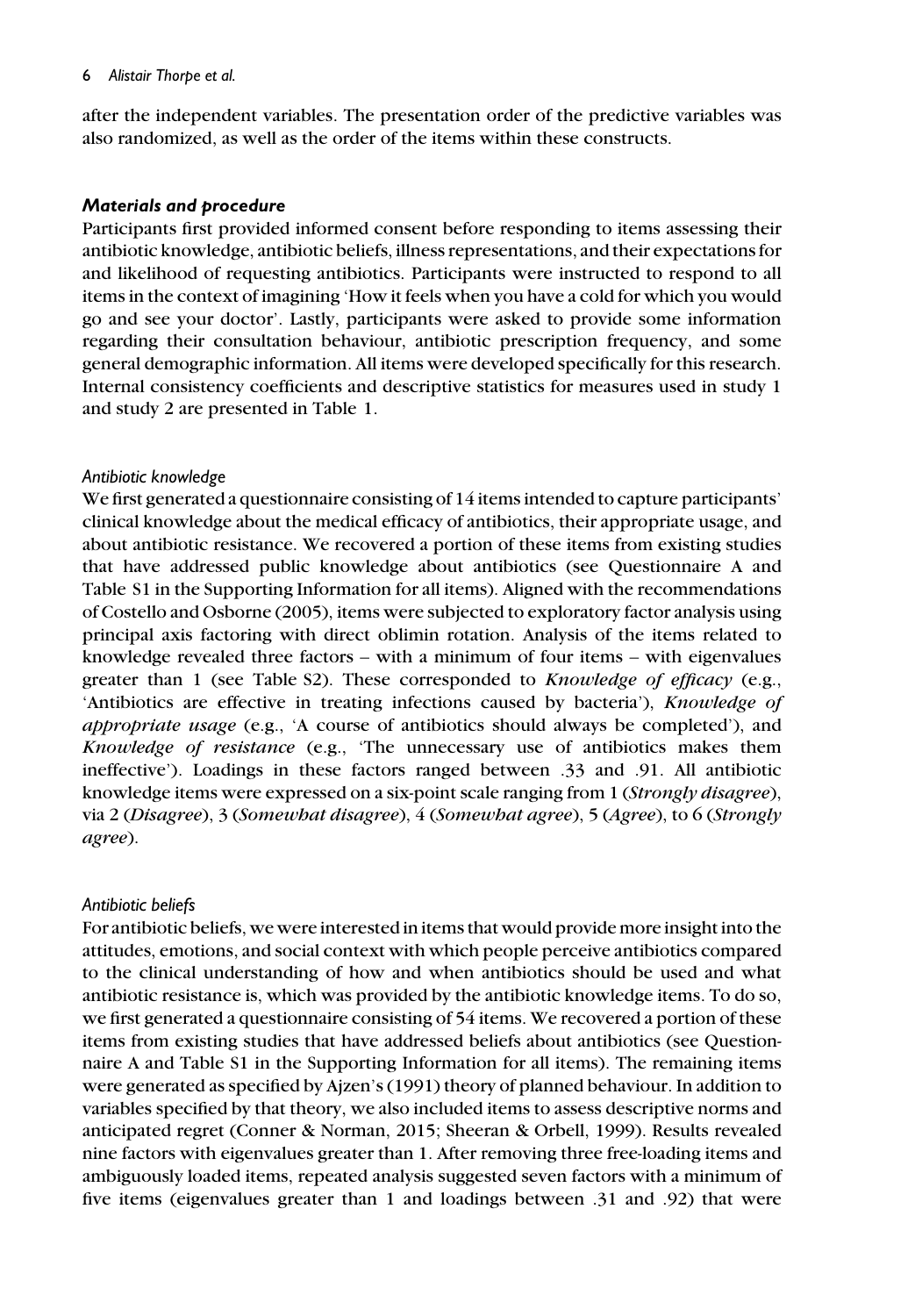after the independent variables. The presentation order of the predictive variables was also randomized, as well as the order of the items within these constructs.

### *Materials and procedure*

Participants first provided informed consent before responding to items assessing their antibiotic knowledge, antibiotic beliefs, illness representations, and their expectations for and likelihood of requesting antibiotics. Participants were instructed to respond to all items in the context of imagining 'How it feels when you have a cold for which you would go and see your doctor'. Lastly, participants were asked to provide some information regarding their consultation behaviour, antibiotic prescription frequency, and some general demographic information. All items were developed specifically for this research. Internal consistency coefficients and descriptive statistics for measures used in study 1 and study 2 are presented in Table 1.

#### *Antibiotic knowledge*

We first generated a questionnaire consisting of 14 items intended to capture participants' clinical knowledge about the medical efficacy of antibiotics, their appropriate usage, and about antibiotic resistance. We recovered a portion of these items from existing studies that have addressed public knowledge about antibiotics (see Questionnaire A and Table S1 in the Supporting Information for all items). Aligned with the recommendations of Costello and Osborne (2005), items were subjected to exploratory factor analysis using principal axis factoring with direct oblimin rotation. Analysis of the items related to knowledge revealed three factors – with a minimum of four items – with eigenvalues greater than 1 (see Table S2). These corresponded to ***Knowledge of efficacy*** (e.g., 'Antibiotics are effective in treating infections caused by bacteria'), ***Knowledge of appropriate usage*** (e.g., 'A course of antibiotics should always be completed'), and ***Knowledge of resistance*** (e.g., 'The unnecessary use of antibiotics makes them ineffective'). Loadings in these factors ranged between .33 and .91. All antibiotic knowledge items were expressed on a six-point scale ranging from 1 (***Strongly disagree***), via 2 (***Disagree***), 3 (***Somewhat disagree***), 4 (***Somewhat agree***), 5 (***Agree***), to 6 (***Strongly agree***).

#### *Antibiotic beliefs*

For antibiotic beliefs, we were interested in items that would provide more insight into the attitudes, emotions, and social context with which people perceive antibiotics compared to the clinical understanding of how and when antibiotics should be used and what antibiotic resistance is, which was provided by the antibiotic knowledge items. To do so, we first generated a questionnaire consisting of 54 items. We recovered a portion of these items from existing studies that have addressed beliefs about antibiotics (see Questionnaire A and Table S1 in the Supporting Information for all items). The remaining items were generated as specified by Ajzen's (1991) theory of planned behaviour. In addition to variables specified by that theory, we also included items to assess descriptive norms and anticipated regret (Conner & Norman, 2015; Sheeran & Orbell, 1999). Results revealed nine factors with eigenvalues greater than 1. After removing three free-loading items and ambiguously loaded items, repeated analysis suggested seven factors with a minimum of five items (eigenvalues greater than 1 and loadings between .31 and .92) that were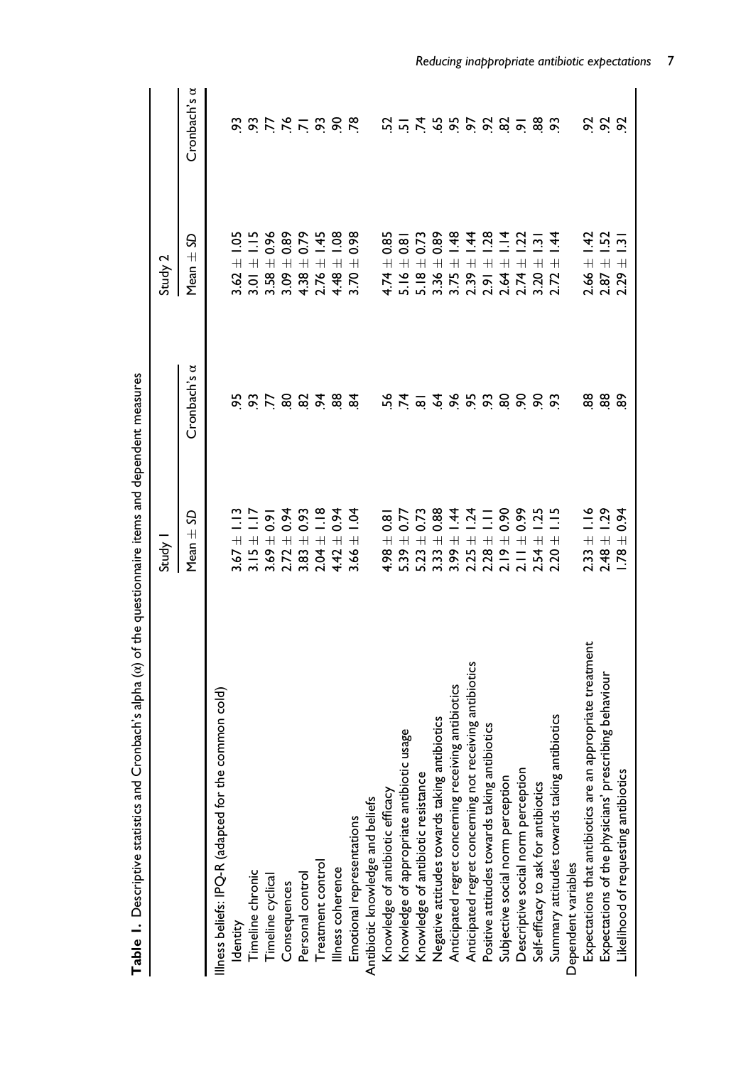**Table 1.** Descriptive statistics and Cronbach's alpha (α) of the questionnaire items and dependent measures

| | Study 1 | | Study 2 | |
|---|---|---|---|---|
| | Mean ± *SD* | Cronbach's α | Mean ± *SD* | Cronbach's α |
| Illness beliefs: IPQ-R (adapted for the common cold) | | | | |
| Identity | 3.67 ± 1.13 | .95 | 3.62 ± 1.05 | .93 |
| Timeline chronic | 3.15 ± 1.17 | .93 | 3.01 ± 1.15 | .93 |
| Timeline cyclical | 3.69 ± 0.91 | .77 | 3.58 ± 0.96 | .77 |
| Consequences | 2.72 ± 0.94 | .80 | 3.09 ± 0.89 | .76 |
| Personal control | 3.83 ± 0.93 | .82 | 4.38 ± 0.79 | .71 |
| Treatment control | 2.04 ± 1.18 | .94 | 2.76 ± 1.45 | .93 |
| Illness coherence | 4.42 ± 0.94 | .88 | 4.48 ± 1.08 | .90 |
| Emotional representations | 3.66 ± 1.04 | .84 | 3.70 ± 0.98 | .78 |
| Antibiotic knowledge and beliefs | | | | |
| Knowledge of antibiotic efficacy | 4.98 ± 0.81 | .56 | 4.74 ± 0.85 | .52 |
| Knowledge of appropriate antibiotic usage | 5.39 ± 0.77 | .74 | 5.16 ± 0.81 | .51 |
| Knowledge of antibiotic resistance | 5.23 ± 0.73 | .81 | 5.18 ± 0.73 | .74 |
| Negative attitudes towards taking antibiotics | 3.33 ± 0.88 | .64 | 3.36 ± 0.89 | .65 |
| Anticipated regret concerning receiving antibiotics | 3.99 ± 1.44 | .96 | 3.75 ± 1.48 | .95 |
| Anticipated regret concerning not receiving antibiotics | 2.25 ± 1.24 | .95 | 2.39 ± 1.44 | .97 |
| Positive attitudes towards taking antibiotics | 2.28 ± 1.11 | .93 | 2.91 ± 1.28 | .92 |
| Subjective social norm perception | 2.19 ± 0.90 | .80 | 2.64 ± 1.14 | .82 |
| Descriptive social norm perception | 2.11 ± 0.99 | .90 | 2.74 ± 1.22 | .91 |
| Self-efficacy to ask for antibiotics | 2.54 ± 1.25 | .90 | 3.20 ± 1.31 | .88 |
| Summary attitudes towards taking antibiotics | 2.20 ± 1.15 | .93 | 2.72 ± 1.44 | .93 |
| Dependent variables | | | | |
| Expectations that antibiotics are an appropriate treatment | 2.33 ± 1.16 | .88 | 2.66 ± 1.42 | .92 |
| Expectations of the physicians' prescribing behaviour | 2.48 ± 1.29 | .88 | 2.87 ± 1.52 | .92 |
| Likelihood of requesting antibiotics | 1.78 ± 0.94 | .89 | 2.29 ± 1.31 | .92 |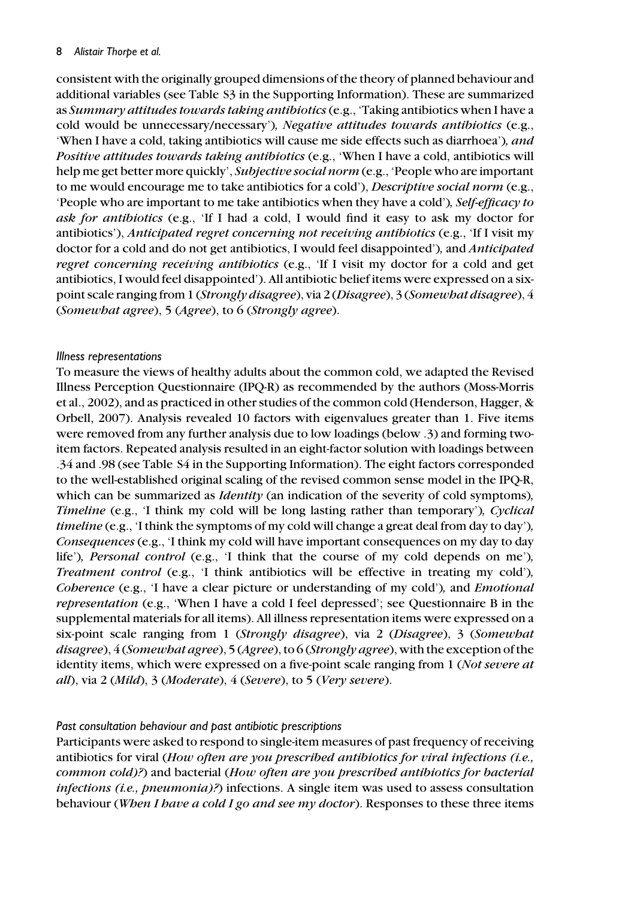consistent with the originally grouped dimensions of the theory of planned behaviour and additional variables (see Table S3 in the Supporting Information). These are summarized as *Summary attitudes towards taking antibiotics* (e.g., 'Taking antibiotics when I have a cold would be unnecessary/necessary')*, Negative attitudes towards antibiotics* (e.g., 'When I have a cold, taking antibiotics will cause me side effects such as diarrhoea')*, and Positive attitudes towards taking antibiotics* (e.g., 'When I have a cold, antibiotics will help me get better more quickly', *Subjective social norm* (e.g., 'People who are important to me would encourage me to take antibiotics for a cold'), *Descriptive social norm* (e.g., 'People who are important to me take antibiotics when they have a cold')*, Self-efficacy to ask for antibiotics* (e.g., 'If I had a cold, I would find it easy to ask my doctor for antibiotics'), *Anticipated regret concerning not receiving antibiotics* (e.g., 'If I visit my doctor for a cold and do not get antibiotics, I would feel disappointed')*,* and *Anticipated regret concerning receiving antibiotics* (e.g., 'If I visit my doctor for a cold and get antibiotics, I would feel disappointed'). All antibiotic belief items were expressed on a six-point scale ranging from 1 (*Strongly disagree*), via 2 (*Disagree*), 3 (*Somewhat disagree*), 4 (*Somewhat agree*), 5 (*Agree*), to 6 (*Strongly agree*).

### Illness representations

To measure the views of healthy adults about the common cold, we adapted the Revised Illness Perception Questionnaire (IPQ-R) as recommended by the authors (Moss-Morris et al., 2002), and as practiced in other studies of the common cold (Henderson, Hagger, & Orbell, 2007). Analysis revealed 10 factors with eigenvalues greater than 1. Five items were removed from any further analysis due to low loadings (below .3) and forming two-item factors. Repeated analysis resulted in an eight-factor solution with loadings between .34 and .98 (see Table S4 in the Supporting Information). The eight factors corresponded to the well-established original scaling of the revised common sense model in the IPQ-R, which can be summarized as *Identity* (an indication of the severity of cold symptoms)*, Timeline* (e.g., 'I think my cold will be long lasting rather than temporary')*, Cyclical timeline* (e.g., 'I think the symptoms of my cold will change a great deal from day to day')*, Consequences* (e.g., 'I think my cold will have important consequences on my day to day life')*, Personal control* (e.g., 'I think that the course of my cold depends on me')*, Treatment control* (e.g., 'I think antibiotics will be effective in treating my cold')*, Coherence* (e.g., 'I have a clear picture or understanding of my cold')*,* and *Emotional representation* (e.g., 'When I have a cold I feel depressed'; see Questionnaire B in the supplemental materials for all items). All illness representation items were expressed on a six-point scale ranging from 1 (*Strongly disagree*), via 2 (*Disagree*), 3 (*Somewhat disagree*), 4 (*Somewhat agree*), 5 (*Agree*), to 6 (*Strongly agree*), with the exception of the identity items, which were expressed on a five-point scale ranging from 1 (*Not severe at all*), via 2 (*Mild*), 3 (*Moderate*), 4 (*Severe*), to 5 (*Very severe*).

### Past consultation behaviour and past antibiotic prescriptions

Participants were asked to respond to single-item measures of past frequency of receiving antibiotics for viral (*How often are you prescribed antibiotics for viral infections (i.e., common cold)?*) and bacterial (*How often are you prescribed antibiotics for bacterial infections (i.e., pneumonia)?*) infections. A single item was used to assess consultation behaviour (*When I have a cold I go and see my doctor*). Responses to these three items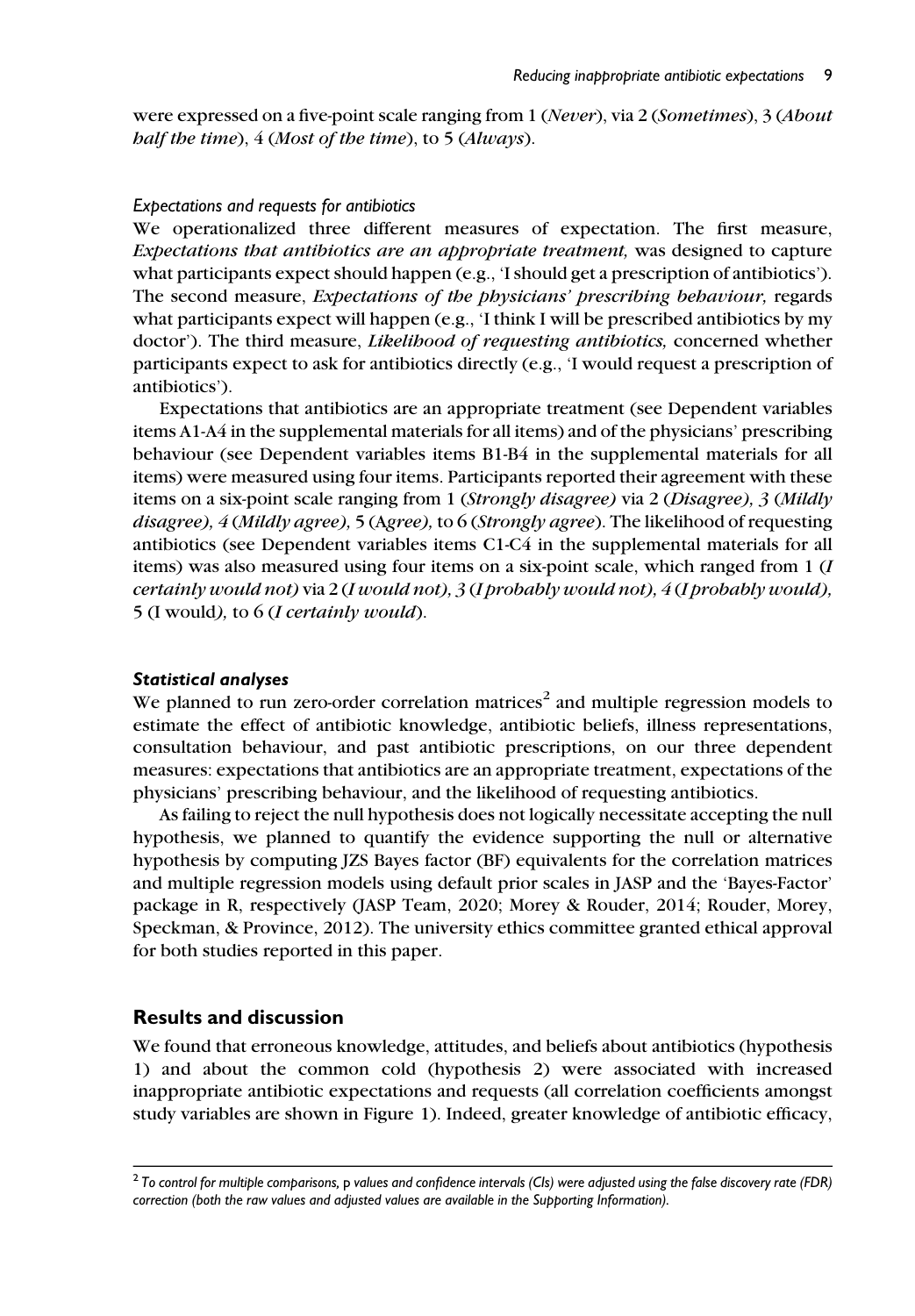were expressed on a five-point scale ranging from 1 (*Never*), via 2 (*Sometimes*), 3 (*About half the time*), 4 (*Most of the time*), to 5 (*Always*).

#### *Expectations and requests for antibiotics*

We operationalized three different measures of expectation. The first measure, *Expectations that antibiotics are an appropriate treatment,* was designed to capture what participants expect should happen (e.g., 'I should get a prescription of antibiotics'). The second measure, *Expectations of the physicians' prescribing behaviour,* regards what participants expect will happen (e.g., 'I think I will be prescribed antibiotics by my doctor'). The third measure, *Likelihood of requesting antibiotics,* concerned whether participants expect to ask for antibiotics directly (e.g., 'I would request a prescription of antibiotics').

Expectations that antibiotics are an appropriate treatment (see Dependent variables items A1-A4 in the supplemental materials for all items) and of the physicians' prescribing behaviour (see Dependent variables items B1-B4 in the supplemental materials for all items) were measured using four items. Participants reported their agreement with these items on a six-point scale ranging from 1 (*Strongly disagree)* via 2 (*Disagree), 3* (*Mildly disagree), 4* (*Mildly agree),* 5 (*Agree),* to 6 (*Strongly agree*). The likelihood of requesting antibiotics (see Dependent variables items C1-C4 in the supplemental materials for all items) was also measured using four items on a six-point scale, which ranged from 1 (*I certainly would not)* via 2 (*I would not), 3* (*I probably would not), 4* (*I probably would),* 5 (I would*),* to 6 (*I certainly would*).

### ***Statistical analyses***

We planned to run zero-order correlation matrices[2] and multiple regression models to estimate the effect of antibiotic knowledge, antibiotic beliefs, illness representations, consultation behaviour, and past antibiotic prescriptions, on our three dependent measures: expectations that antibiotics are an appropriate treatment, expectations of the physicians' prescribing behaviour, and the likelihood of requesting antibiotics.

As failing to reject the null hypothesis does not logically necessitate accepting the null hypothesis, we planned to quantify the evidence supporting the null or alternative hypothesis by computing JZS Bayes factor (BF) equivalents for the correlation matrices and multiple regression models using default prior scales in JASP and the 'Bayes-Factor' package in R, respectively (JASP Team, 2020; Morey & Rouder, 2014; Rouder, Morey, Speckman, & Province, 2012). The university ethics committee granted ethical approval for both studies reported in this paper.

## **Results and discussion**

We found that erroneous knowledge, attitudes, and beliefs about antibiotics (hypothesis 1) and about the common cold (hypothesis 2) were associated with increased inappropriate antibiotic expectations and requests (all correlation coefficients amongst study variables are shown in Figure 1). Indeed, greater knowledge of antibiotic efficacy,

---

[2] *To control for multiple comparisons,* p *values and confidence intervals (CIs) were adjusted using the false discovery rate (FDR) correction (both the raw values and adjusted values are available in the Supporting Information).*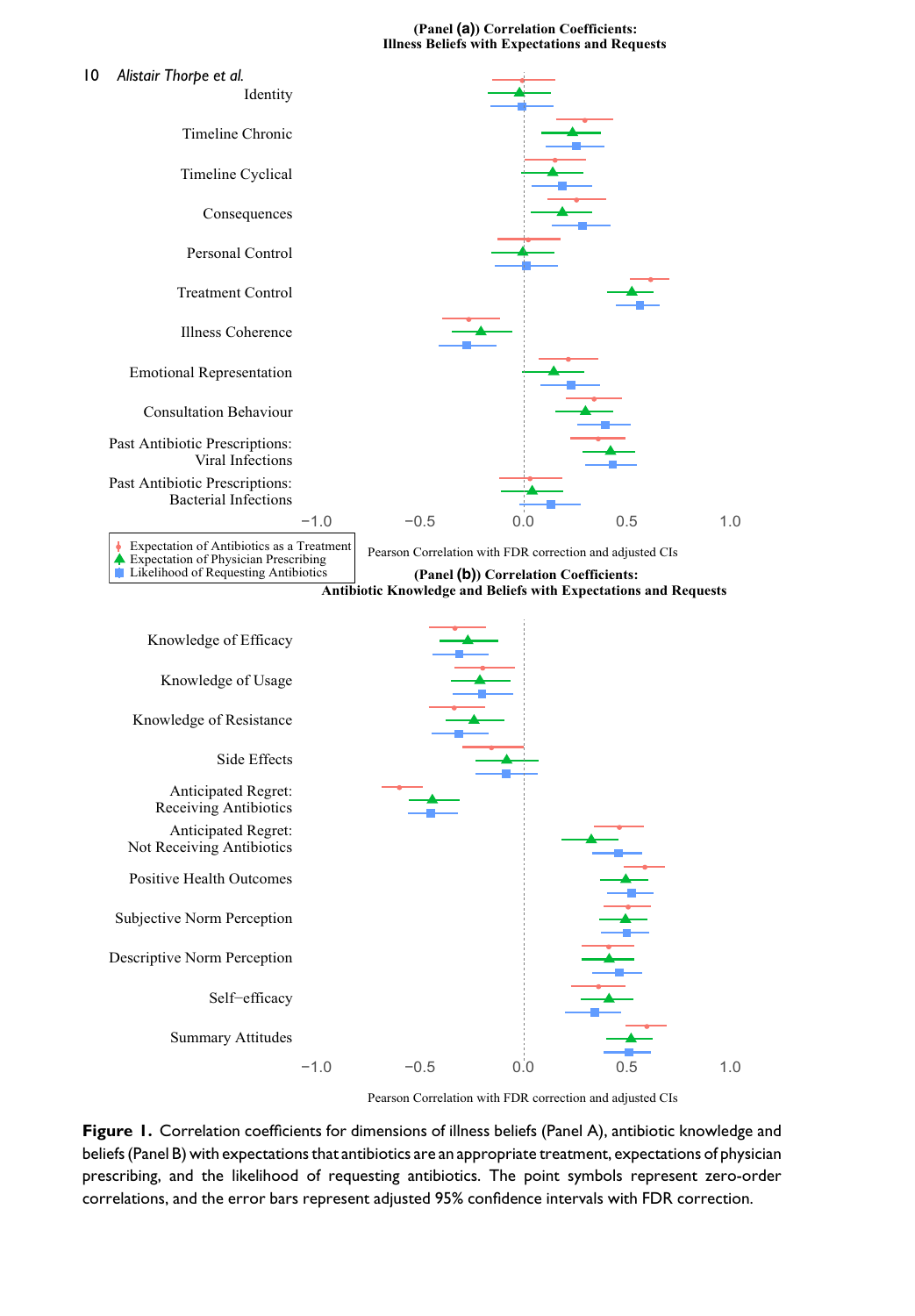**Figure 1.** Correlation coefficients for dimensions of illness beliefs (Panel A), antibiotic knowledge and beliefs (Panel B) with expectations that antibiotics are an appropriate treatment, expectations of physician prescribing, and the likelihood of requesting antibiotics. The point symbols represent zero-order correlations, and the error bars represent adjusted 95% confidence intervals with FDR correction.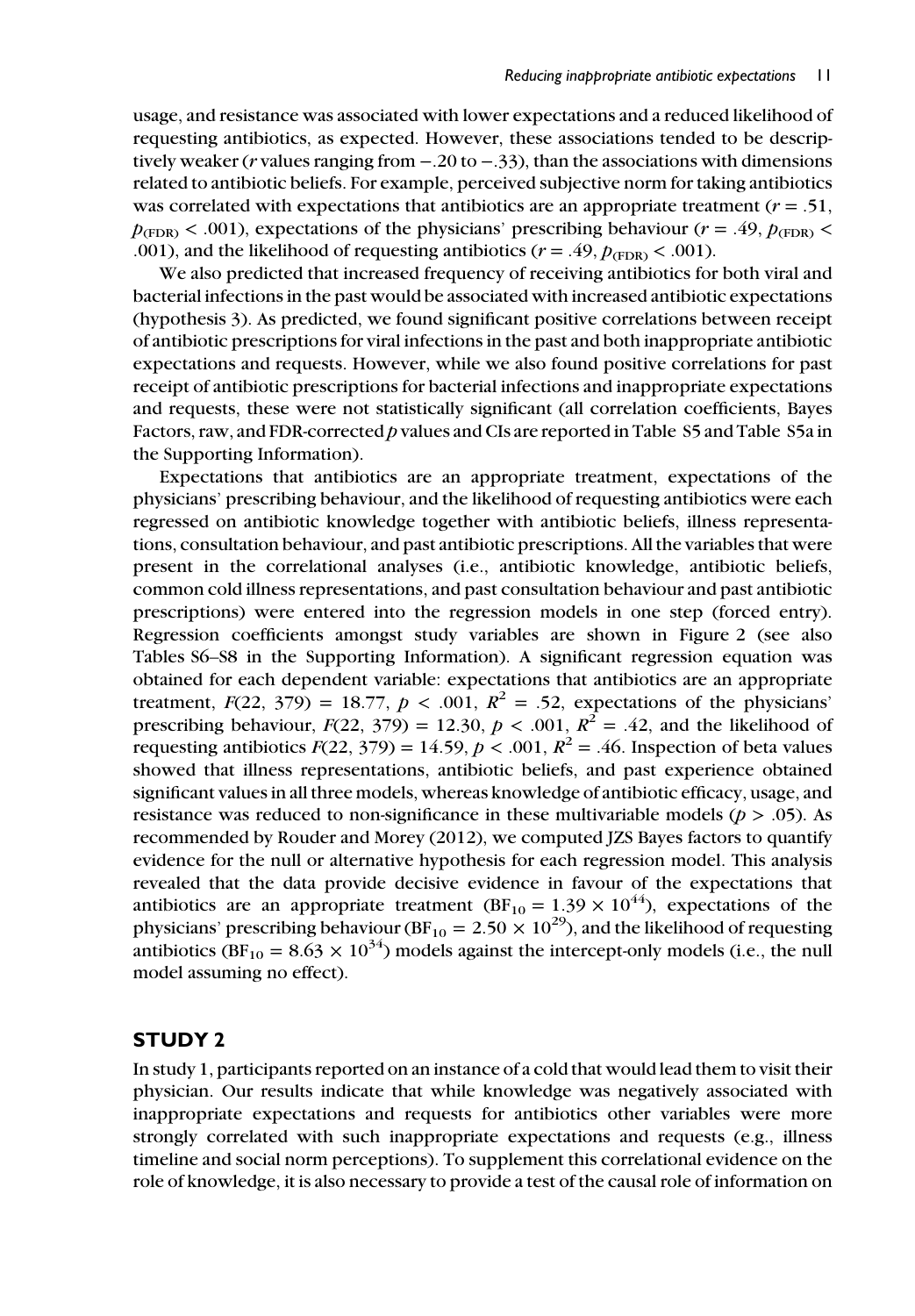usage, and resistance was associated with lower expectations and a reduced likelihood of requesting antibiotics, as expected. However, these associations tended to be descriptively weaker ($r$ values ranging from −.20 to −.33), than the associations with dimensions related to antibiotic beliefs. For example, perceived subjective norm for taking antibiotics was correlated with expectations that antibiotics are an appropriate treatment ($r = .51$, $p_{(FDR)} < .001$), expectations of the physicians' prescribing behaviour ($r = .49$, $p_{(FDR)} < .001$), and the likelihood of requesting antibiotics ($r = .49$, $p_{(FDR)} < .001$).

We also predicted that increased frequency of receiving antibiotics for both viral and bacterial infections in the past would be associated with increased antibiotic expectations (hypothesis 3). As predicted, we found significant positive correlations between receipt of antibiotic prescriptions for viral infections in the past and both inappropriate antibiotic expectations and requests. However, while we also found positive correlations for past receipt of antibiotic prescriptions for bacterial infections and inappropriate expectations and requests, these were not statistically significant (all correlation coefficients, Bayes Factors, raw, and FDR-corrected $p$ values and CIs are reported in Table S5 and Table S5a in the Supporting Information).

Expectations that antibiotics are an appropriate treatment, expectations of the physicians' prescribing behaviour, and the likelihood of requesting antibiotics were each regressed on antibiotic knowledge together with antibiotic beliefs, illness representations, consultation behaviour, and past antibiotic prescriptions. All the variables that were present in the correlational analyses (i.e., antibiotic knowledge, antibiotic beliefs, common cold illness representations, and past consultation behaviour and past antibiotic prescriptions) were entered into the regression models in one step (forced entry). Regression coefficients amongst study variables are shown in Figure 2 (see also Tables S6–S8 in the Supporting Information). A significant regression equation was obtained for each dependent variable: expectations that antibiotics are an appropriate treatment, $F(22, 379) = 18.77$, $p < .001$, $R^2 = .52$, expectations of the physicians' prescribing behaviour, $F(22, 379) = 12.30$, $p < .001$, $R^2 = .42$, and the likelihood of requesting antibiotics $F(22, 379) = 14.59$, $p < .001$, $R^2 = .46$. Inspection of beta values showed that illness representations, antibiotic beliefs, and past experience obtained significant values in all three models, whereas knowledge of antibiotic efficacy, usage, and resistance was reduced to non-significance in these multivariable models ($p > .05$). As recommended by Rouder and Morey (2012), we computed JZS Bayes factors to quantify evidence for the null or alternative hypothesis for each regression model. This analysis revealed that the data provide decisive evidence in favour of the expectations that antibiotics are an appropriate treatment ($BF_{10} = 1.39 \times 10^{44}$), expectations of the physicians' prescribing behaviour ($BF_{10} = 2.50 \times 10^{29}$), and the likelihood of requesting antibiotics ($BF_{10} = 8.63 \times 10^{34}$) models against the intercept-only models (i.e., the null model assuming no effect).

## STUDY 2

In study 1, participants reported on an instance of a cold that would lead them to visit their physician. Our results indicate that while knowledge was negatively associated with inappropriate expectations and requests for antibiotics other variables were more strongly correlated with such inappropriate expectations and requests (e.g., illness timeline and social norm perceptions). To supplement this correlational evidence on the role of knowledge, it is also necessary to provide a test of the causal role of information on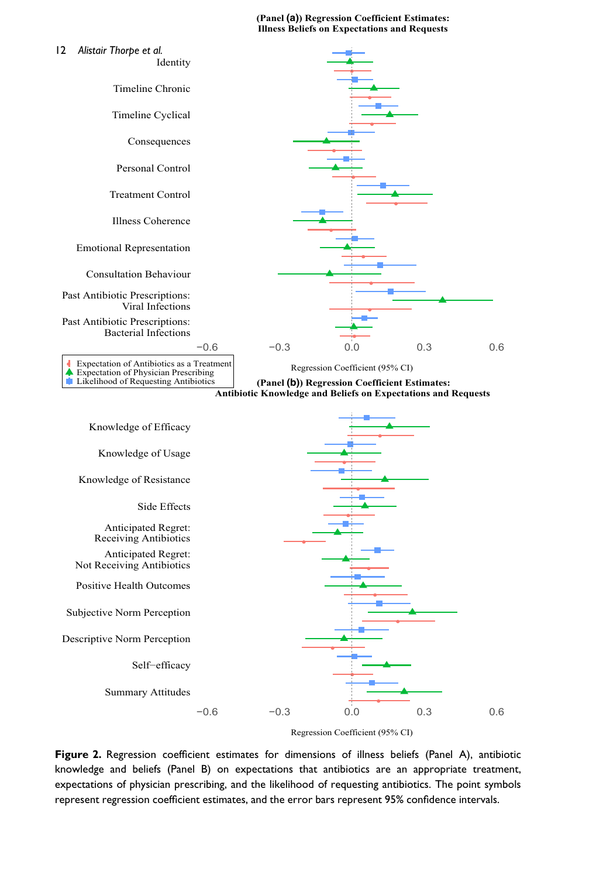**Figure 2.** Regression coefficient estimates for dimensions of illness beliefs (Panel A), antibiotic knowledge and beliefs (Panel B) on expectations that antibiotics are an appropriate treatment, expectations of physician prescribing, and the likelihood of requesting antibiotics. The point symbols represent regression coefficient estimates, and the error bars represent 95% confidence intervals.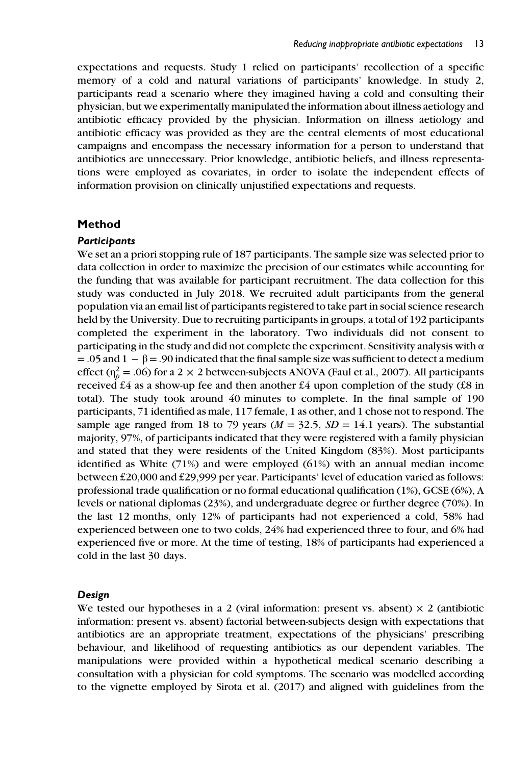expectations and requests. Study 1 relied on participants' recollection of a specific memory of a cold and natural variations of participants' knowledge. In study 2, participants read a scenario where they imagined having a cold and consulting their physician, but we experimentally manipulated the information about illness aetiology and antibiotic efficacy provided by the physician. Information on illness aetiology and antibiotic efficacy was provided as they are the central elements of most educational campaigns and encompass the necessary information for a person to understand that antibiotics are unnecessary. Prior knowledge, antibiotic beliefs, and illness representations were employed as covariates, in order to isolate the independent effects of information provision on clinically unjustified expectations and requests.

## Method

### *Participants*

We set an a priori stopping rule of 187 participants. The sample size was selected prior to data collection in order to maximize the precision of our estimates while accounting for the funding that was available for participant recruitment. The data collection for this study was conducted in July 2018. We recruited adult participants from the general population via an email list of participants registered to take part in social science research held by the University. Due to recruiting participants in groups, a total of 192 participants completed the experiment in the laboratory. Two individuals did not consent to participating in the study and did not complete the experiment. Sensitivity analysis with $\alpha = .05$ and $1 - \beta = .90$ indicated that the final sample size was sufficient to detect a medium effect ($\eta_p^2 = .06$) for a 2 × 2 between-subjects ANOVA (Faul et al., 2007). All participants received £4 as a show-up fee and then another £4 upon completion of the study (£8 in total). The study took around 40 minutes to complete. In the final sample of 190 participants, 71 identified as male, 117 female, 1 as other, and 1 chose not to respond. The sample age ranged from 18 to 79 years ($M = 32.5$, $SD = 14.1$ years). The substantial majority, 97%, of participants indicated that they were registered with a family physician and stated that they were residents of the United Kingdom (83%). Most participants identified as White (71%) and were employed (61%) with an annual median income between £20,000 and £29,999 per year. Participants' level of education varied as follows: professional trade qualification or no formal educational qualification (1%), GCSE (6%), A levels or national diplomas (23%), and undergraduate degree or further degree (70%). In the last 12 months, only 12% of participants had not experienced a cold, 58% had experienced between one to two colds, 24% had experienced three to four, and 6% had experienced five or more. At the time of testing, 18% of participants had experienced a cold in the last 30 days.

### *Design*

We tested our hypotheses in a 2 (viral information: present vs. absent) × 2 (antibiotic information: present vs. absent) factorial between-subjects design with expectations that antibiotics are an appropriate treatment, expectations of the physicians' prescribing behaviour, and likelihood of requesting antibiotics as our dependent variables. The manipulations were provided within a hypothetical medical scenario describing a consultation with a physician for cold symptoms. The scenario was modelled according to the vignette employed by Sirota et al. (2017) and aligned with guidelines from the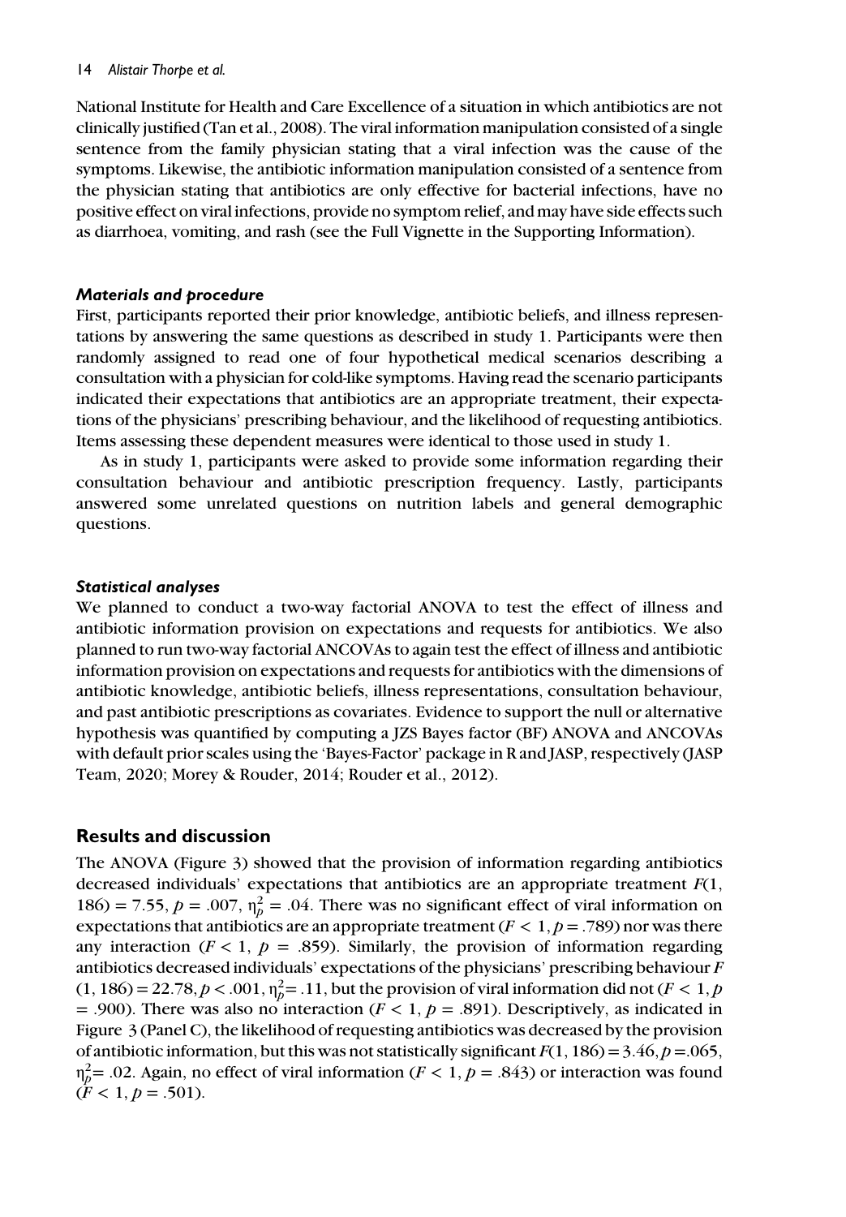National Institute for Health and Care Excellence of a situation in which antibiotics are not clinically justified (Tan et al., 2008). The viral information manipulation consisted of a single sentence from the family physician stating that a viral infection was the cause of the symptoms. Likewise, the antibiotic information manipulation consisted of a sentence from the physician stating that antibiotics are only effective for bacterial infections, have no positive effect on viral infections, provide no symptom relief, and may have side effects such as diarrhoea, vomiting, and rash (see the Full Vignette in the Supporting Information).

#### *Materials and procedure*

First, participants reported their prior knowledge, antibiotic beliefs, and illness representations by answering the same questions as described in study 1. Participants were then randomly assigned to read one of four hypothetical medical scenarios describing a consultation with a physician for cold-like symptoms. Having read the scenario participants indicated their expectations that antibiotics are an appropriate treatment, their expectations of the physicians' prescribing behaviour, and the likelihood of requesting antibiotics. Items assessing these dependent measures were identical to those used in study 1.

As in study 1, participants were asked to provide some information regarding their consultation behaviour and antibiotic prescription frequency. Lastly, participants answered some unrelated questions on nutrition labels and general demographic questions.

#### *Statistical analyses*

We planned to conduct a two-way factorial ANOVA to test the effect of illness and antibiotic information provision on expectations and requests for antibiotics. We also planned to run two-way factorial ANCOVAs to again test the effect of illness and antibiotic information provision on expectations and requests for antibiotics with the dimensions of antibiotic knowledge, antibiotic beliefs, illness representations, consultation behaviour, and past antibiotic prescriptions as covariates. Evidence to support the null or alternative hypothesis was quantified by computing a JZS Bayes factor (BF) ANOVA and ANCOVAs with default prior scales using the 'Bayes-Factor' package in R and JASP, respectively (JASP Team, 2020; Morey & Rouder, 2014; Rouder et al., 2012).

### Results and discussion

The ANOVA (Figure 3) showed that the provision of information regarding antibiotics decreased individuals' expectations that antibiotics are an appropriate treatment $F(1, 186) = 7.55$, $p = .007$, $\eta_p^2 = .04$. There was no significant effect of viral information on expectations that antibiotics are an appropriate treatment ($F < 1$, $p = .789$) nor was there any interaction ($F < 1$, $p = .859$). Similarly, the provision of information regarding antibiotics decreased individuals' expectations of the physicians' prescribing behaviour $F(1, 186) = 22.78$, $p < .001$, $\eta_p^2 = .11$, but the provision of viral information did not ($F < 1$, $p = .900$). There was also no interaction ($F < 1$, $p = .891$). Descriptively, as indicated in Figure 3 (Panel C), the likelihood of requesting antibiotics was decreased by the provision of antibiotic information, but this was not statistically significant $F(1, 186) = 3.46$, $p = .065$, $\eta_p^2 = .02$. Again, no effect of viral information ($F < 1$, $p = .843$) or interaction was found ($F < 1$, $p = .501$).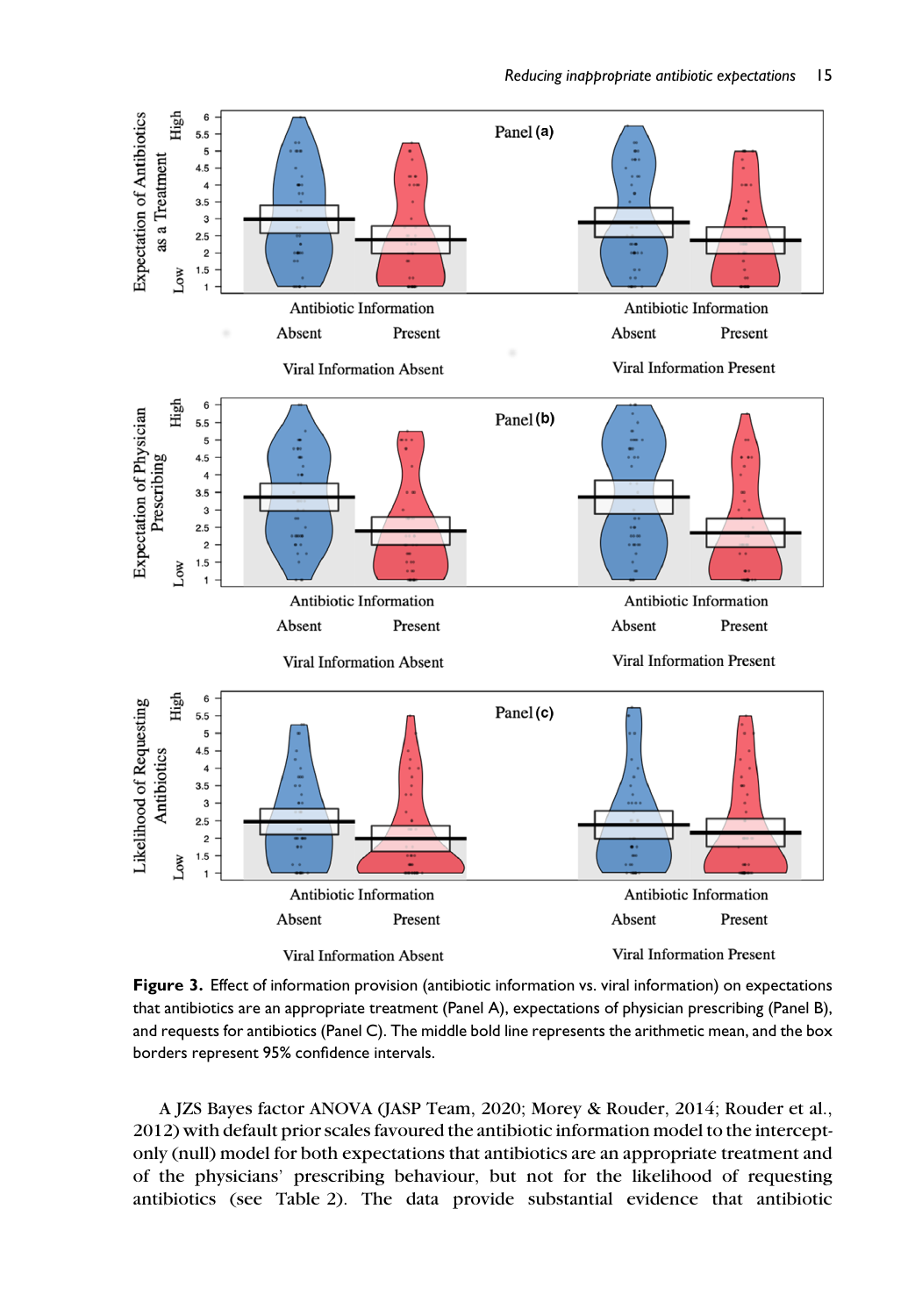**Figure 3.** Effect of information provision (antibiotic information vs. viral information) on expectations that antibiotics are an appropriate treatment (Panel A), expectations of physician prescribing (Panel B), and requests for antibiotics (Panel C). The middle bold line represents the arithmetic mean, and the box borders represent 95% confidence intervals.

A JZS Bayes factor ANOVA (JASP Team, 2020; Morey & Rouder, 2014; Rouder et al., 2012) with default prior scales favoured the antibiotic information model to the intercept-only (null) model for both expectations that antibiotics are an appropriate treatment and of the physicians' prescribing behaviour, but not for the likelihood of requesting antibiotics (see Table 2). The data provide substantial evidence that antibiotic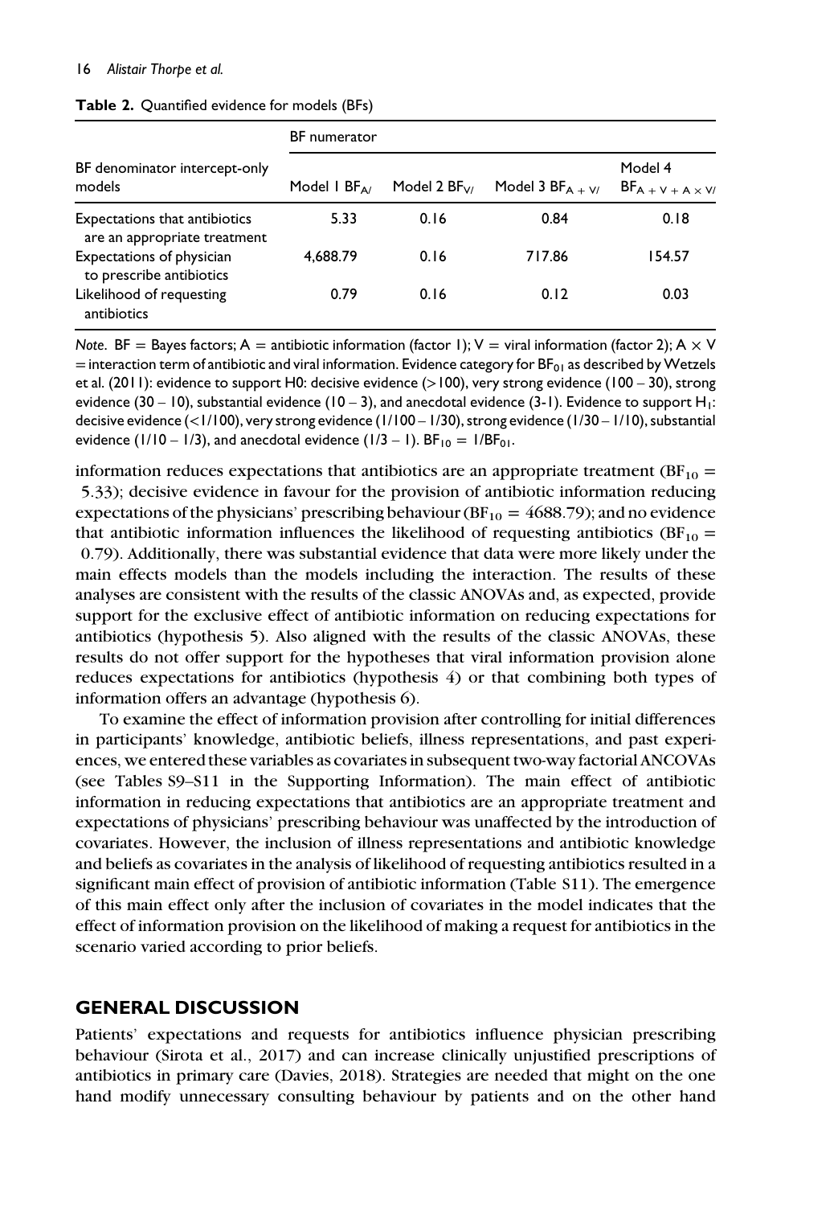**Table 2.** Quantified evidence for models (BFs)

| BF denominator intercept-only models | BF numerator | | | |
|---|---|---|---|---|
| | Model 1 $BF_{A/}$ | Model 2 $BF_{V/}$ | Model 3 $BF_{A+V/}$ | Model 4 $BF_{A+V+A \times V/}$ |
| Expectations that antibiotics are an appropriate treatment | 5.33 | 0.16 | 0.84 | 0.18 |
| Expectations of physician to prescribe antibiotics | 4,688.79 | 0.16 | 717.86 | 154.57 |
| Likelihood of requesting antibiotics | 0.79 | 0.16 | 0.12 | 0.03 |

*Note.* BF = Bayes factors; A = antibiotic information (factor 1); V = viral information (factor 2); A × V = interaction term of antibiotic and viral information. Evidence category for $BF_{01}$ as described by Wetzels et al. (2011): evidence to support H0: decisive evidence (>100), very strong evidence (100 – 30), strong evidence (30 – 10), substantial evidence (10 – 3), and anecdotal evidence (3-1). Evidence to support $H_1$: decisive evidence (<1/100), very strong evidence (1/100 – 1/30), strong evidence (1/30 – 1/10), substantial evidence (1/10 – 1/3), and anecdotal evidence (1/3 – 1). $BF_{10} = 1/BF_{01}$.

information reduces expectations that antibiotics are an appropriate treatment ($BF_{10} = 5.33$); decisive evidence in favour for the provision of antibiotic information reducing expectations of the physicians' prescribing behaviour ($BF_{10} = 4688.79$); and no evidence that antibiotic information influences the likelihood of requesting antibiotics ($BF_{10} = 0.79$). Additionally, there was substantial evidence that data were more likely under the main effects models than the models including the interaction. The results of these analyses are consistent with the results of the classic ANOVAs and, as expected, provide support for the exclusive effect of antibiotic information on reducing expectations for antibiotics (hypothesis 5). Also aligned with the results of the classic ANOVAs, these results do not offer support for the hypotheses that viral information provision alone reduces expectations for antibiotics (hypothesis 4) or that combining both types of information offers an advantage (hypothesis 6).

To examine the effect of information provision after controlling for initial differences in participants' knowledge, antibiotic beliefs, illness representations, and past experiences, we entered these variables as covariates in subsequent two-way factorial ANCOVAs (see Tables S9–S11 in the Supporting Information). The main effect of antibiotic information in reducing expectations that antibiotics are an appropriate treatment and expectations of physicians' prescribing behaviour was unaffected by the introduction of covariates. However, the inclusion of illness representations and antibiotic knowledge and beliefs as covariates in the analysis of likelihood of requesting antibiotics resulted in a significant main effect of provision of antibiotic information (Table S11). The emergence of this main effect only after the inclusion of covariates in the model indicates that the effect of information provision on the likelihood of making a request for antibiotics in the scenario varied according to prior beliefs.

## GENERAL DISCUSSION

Patients' expectations and requests for antibiotics influence physician prescribing behaviour (Sirota et al., 2017) and can increase clinically unjustified prescriptions of antibiotics in primary care (Davies, 2018). Strategies are needed that might on the one hand modify unnecessary consulting behaviour by patients and on the other hand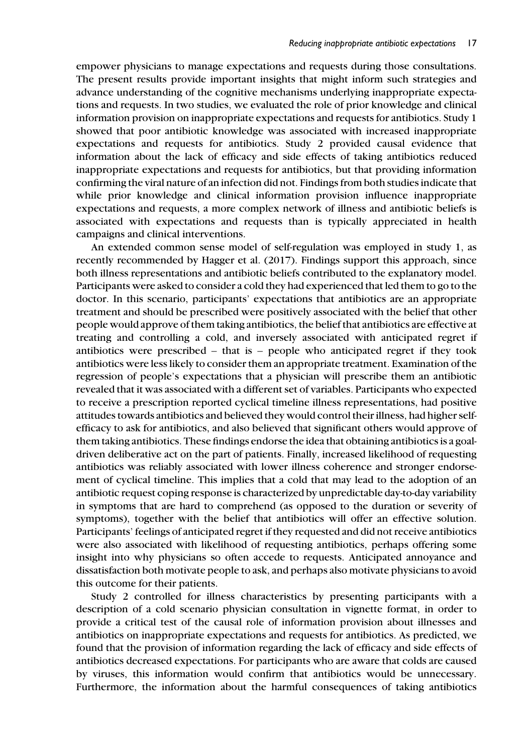empower physicians to manage expectations and requests during those consultations. The present results provide important insights that might inform such strategies and advance understanding of the cognitive mechanisms underlying inappropriate expectations and requests. In two studies, we evaluated the role of prior knowledge and clinical information provision on inappropriate expectations and requests for antibiotics. Study 1 showed that poor antibiotic knowledge was associated with increased inappropriate expectations and requests for antibiotics. Study 2 provided causal evidence that information about the lack of efficacy and side effects of taking antibiotics reduced inappropriate expectations and requests for antibiotics, but that providing information confirming the viral nature of an infection did not. Findings from both studies indicate that while prior knowledge and clinical information provision influence inappropriate expectations and requests, a more complex network of illness and antibiotic beliefs is associated with expectations and requests than is typically appreciated in health campaigns and clinical interventions.

An extended common sense model of self-regulation was employed in study 1, as recently recommended by Hagger et al. (2017). Findings support this approach, since both illness representations and antibiotic beliefs contributed to the explanatory model. Participants were asked to consider a cold they had experienced that led them to go to the doctor. In this scenario, participants' expectations that antibiotics are an appropriate treatment and should be prescribed were positively associated with the belief that other people would approve of them taking antibiotics, the belief that antibiotics are effective at treating and controlling a cold, and inversely associated with anticipated regret if antibiotics were prescribed – that is – people who anticipated regret if they took antibiotics were less likely to consider them an appropriate treatment. Examination of the regression of people's expectations that a physician will prescribe them an antibiotic revealed that it was associated with a different set of variables. Participants who expected to receive a prescription reported cyclical timeline illness representations, had positive attitudes towards antibiotics and believed they would control their illness, had higher self-efficacy to ask for antibiotics, and also believed that significant others would approve of them taking antibiotics. These findings endorse the idea that obtaining antibiotics is a goal-driven deliberative act on the part of patients. Finally, increased likelihood of requesting antibiotics was reliably associated with lower illness coherence and stronger endorsement of cyclical timeline. This implies that a cold that may lead to the adoption of an antibiotic request coping response is characterized by unpredictable day-to-day variability in symptoms that are hard to comprehend (as opposed to the duration or severity of symptoms), together with the belief that antibiotics will offer an effective solution. Participants' feelings of anticipated regret if they requested and did not receive antibiotics were also associated with likelihood of requesting antibiotics, perhaps offering some insight into why physicians so often accede to requests. Anticipated annoyance and dissatisfaction both motivate people to ask, and perhaps also motivate physicians to avoid this outcome for their patients.

Study 2 controlled for illness characteristics by presenting participants with a description of a cold scenario physician consultation in vignette format, in order to provide a critical test of the causal role of information provision about illnesses and antibiotics on inappropriate expectations and requests for antibiotics. As predicted, we found that the provision of information regarding the lack of efficacy and side effects of antibiotics decreased expectations. For participants who are aware that colds are caused by viruses, this information would confirm that antibiotics would be unnecessary. Furthermore, the information about the harmful consequences of taking antibiotics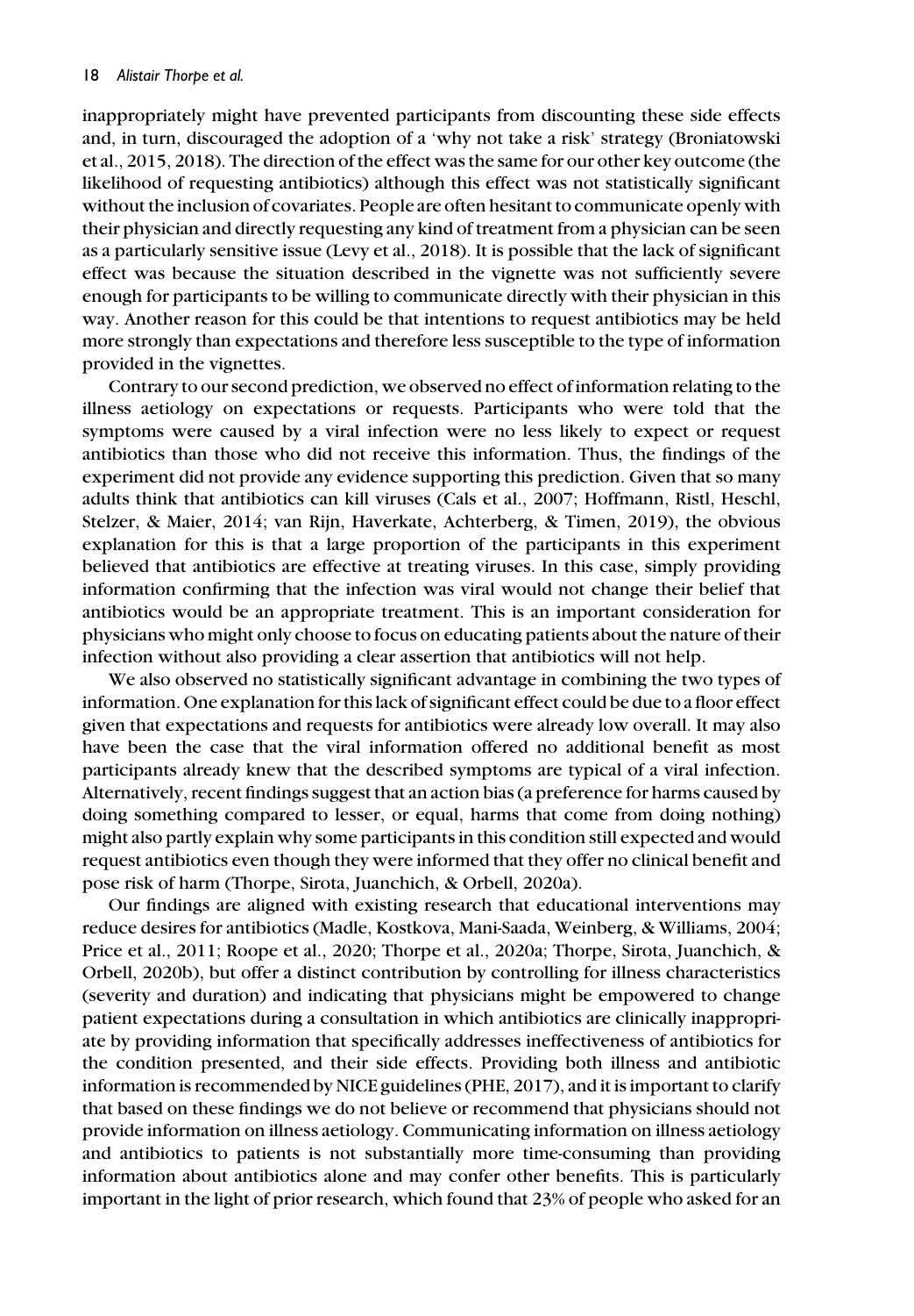inappropriately might have prevented participants from discounting these side effects and, in turn, discouraged the adoption of a 'why not take a risk' strategy (Broniatowski et al., 2015, 2018). The direction of the effect was the same for our other key outcome (the likelihood of requesting antibiotics) although this effect was not statistically significant without the inclusion of covariates. People are often hesitant to communicate openly with their physician and directly requesting any kind of treatment from a physician can be seen as a particularly sensitive issue (Levy et al., 2018). It is possible that the lack of significant effect was because the situation described in the vignette was not sufficiently severe enough for participants to be willing to communicate directly with their physician in this way. Another reason for this could be that intentions to request antibiotics may be held more strongly than expectations and therefore less susceptible to the type of information provided in the vignettes.

Contrary to our second prediction, we observed no effect of information relating to the illness aetiology on expectations or requests. Participants who were told that the symptoms were caused by a viral infection were no less likely to expect or request antibiotics than those who did not receive this information. Thus, the findings of the experiment did not provide any evidence supporting this prediction. Given that so many adults think that antibiotics can kill viruses (Cals et al., 2007; Hoffmann, Ristl, Heschl, Stelzer, & Maier, 2014; van Rijn, Haverkate, Achterberg, & Timen, 2019), the obvious explanation for this is that a large proportion of the participants in this experiment believed that antibiotics are effective at treating viruses. In this case, simply providing information confirming that the infection was viral would not change their belief that antibiotics would be an appropriate treatment. This is an important consideration for physicians who might only choose to focus on educating patients about the nature of their infection without also providing a clear assertion that antibiotics will not help.

We also observed no statistically significant advantage in combining the two types of information. One explanation for this lack of significant effect could be due to a floor effect given that expectations and requests for antibiotics were already low overall. It may also have been the case that the viral information offered no additional benefit as most participants already knew that the described symptoms are typical of a viral infection. Alternatively, recent findings suggest that an action bias (a preference for harms caused by doing something compared to lesser, or equal, harms that come from doing nothing) might also partly explain why some participants in this condition still expected and would request antibiotics even though they were informed that they offer no clinical benefit and pose risk of harm (Thorpe, Sirota, Juanchich, & Orbell, 2020a).

Our findings are aligned with existing research that educational interventions may reduce desires for antibiotics (Madle, Kostkova, Mani-Saada, Weinberg, & Williams, 2004; Price et al., 2011; Roope et al., 2020; Thorpe et al., 2020a; Thorpe, Sirota, Juanchich, & Orbell, 2020b), but offer a distinct contribution by controlling for illness characteristics (severity and duration) and indicating that physicians might be empowered to change patient expectations during a consultation in which antibiotics are clinically inappropriate by providing information that specifically addresses ineffectiveness of antibiotics for the condition presented, and their side effects. Providing both illness and antibiotic information is recommended by NICE guidelines (PHE, 2017), and it is important to clarify that based on these findings we do not believe or recommend that physicians should not provide information on illness aetiology. Communicating information on illness aetiology and antibiotics to patients is not substantially more time-consuming than providing information about antibiotics alone and may confer other benefits. This is particularly important in the light of prior research, which found that 23% of people who asked for an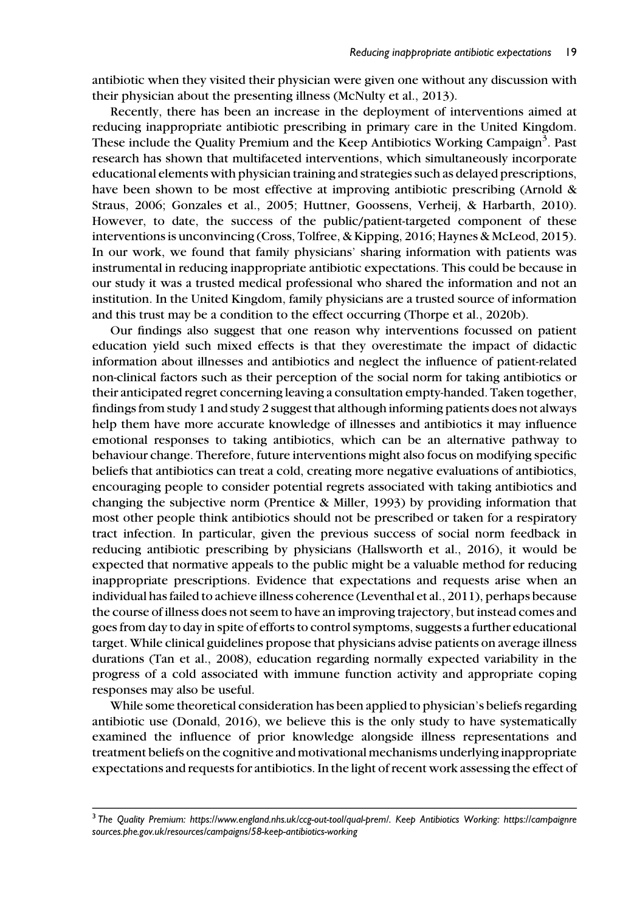antibiotic when they visited their physician were given one without any discussion with their physician about the presenting illness (McNulty et al., 2013).

Recently, there has been an increase in the deployment of interventions aimed at reducing inappropriate antibiotic prescribing in primary care in the United Kingdom. These include the Quality Premium and the Keep Antibiotics Working Campaign[3]. Past research has shown that multifaceted interventions, which simultaneously incorporate educational elements with physician training and strategies such as delayed prescriptions, have been shown to be most effective at improving antibiotic prescribing (Arnold & Straus, 2006; Gonzales et al., 2005; Huttner, Goossens, Verheij, & Harbarth, 2010). However, to date, the success of the public/patient-targeted component of these interventions is unconvincing (Cross, Tolfree, & Kipping, 2016; Haynes & McLeod, 2015). In our work, we found that family physicians' sharing information with patients was instrumental in reducing inappropriate antibiotic expectations. This could be because in our study it was a trusted medical professional who shared the information and not an institution. In the United Kingdom, family physicians are a trusted source of information and this trust may be a condition to the effect occurring (Thorpe et al., 2020b).

Our findings also suggest that one reason why interventions focussed on patient education yield such mixed effects is that they overestimate the impact of didactic information about illnesses and antibiotics and neglect the influence of patient-related non-clinical factors such as their perception of the social norm for taking antibiotics or their anticipated regret concerning leaving a consultation empty-handed. Taken together, findings from study 1 and study 2 suggest that although informing patients does not always help them have more accurate knowledge of illnesses and antibiotics it may influence emotional responses to taking antibiotics, which can be an alternative pathway to behaviour change. Therefore, future interventions might also focus on modifying specific beliefs that antibiotics can treat a cold, creating more negative evaluations of antibiotics, encouraging people to consider potential regrets associated with taking antibiotics and changing the subjective norm (Prentice & Miller, 1993) by providing information that most other people think antibiotics should not be prescribed or taken for a respiratory tract infection. In particular, given the previous success of social norm feedback in reducing antibiotic prescribing by physicians (Hallsworth et al., 2016), it would be expected that normative appeals to the public might be a valuable method for reducing inappropriate prescriptions. Evidence that expectations and requests arise when an individual has failed to achieve illness coherence (Leventhal et al., 2011), perhaps because the course of illness does not seem to have an improving trajectory, but instead comes and goes from day to day in spite of efforts to control symptoms, suggests a further educational target. While clinical guidelines propose that physicians advise patients on average illness durations (Tan et al., 2008), education regarding normally expected variability in the progress of a cold associated with immune function activity and appropriate coping responses may also be useful.

While some theoretical consideration has been applied to physician's beliefs regarding antibiotic use (Donald, 2016), we believe this is the only study to have systematically examined the influence of prior knowledge alongside illness representations and treatment beliefs on the cognitive and motivational mechanisms underlying inappropriate expectations and requests for antibiotics. In the light of recent work assessing the effect of

[3] *The Quality Premium: https://www.england.nhs.uk/ccg-out-tool/qual-prem/. Keep Antibiotics Working: https://campaignresources.phe.gov.uk/resources/campaigns/58-keep-antibiotics-working*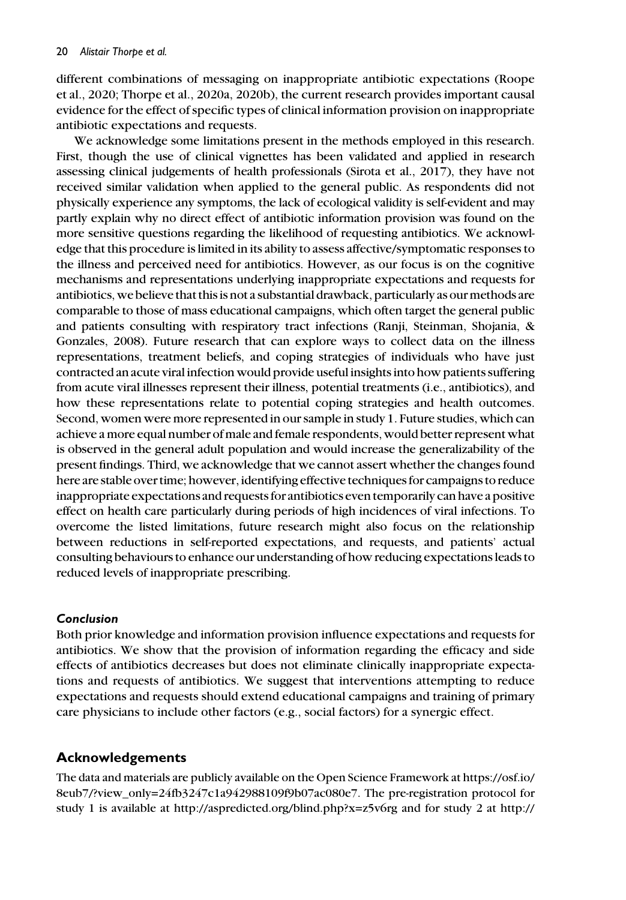different combinations of messaging on inappropriate antibiotic expectations (Roope et al., 2020; Thorpe et al., 2020a, 2020b), the current research provides important causal evidence for the effect of specific types of clinical information provision on inappropriate antibiotic expectations and requests.

We acknowledge some limitations present in the methods employed in this research. First, though the use of clinical vignettes has been validated and applied in research assessing clinical judgements of health professionals (Sirota et al., 2017), they have not received similar validation when applied to the general public. As respondents did not physically experience any symptoms, the lack of ecological validity is self-evident and may partly explain why no direct effect of antibiotic information provision was found on the more sensitive questions regarding the likelihood of requesting antibiotics. We acknowledge that this procedure is limited in its ability to assess affective/symptomatic responses to the illness and perceived need for antibiotics. However, as our focus is on the cognitive mechanisms and representations underlying inappropriate expectations and requests for antibiotics, we believe that this is not a substantial drawback, particularly as our methods are comparable to those of mass educational campaigns, which often target the general public and patients consulting with respiratory tract infections (Ranji, Steinman, Shojania, & Gonzales, 2008). Future research that can explore ways to collect data on the illness representations, treatment beliefs, and coping strategies of individuals who have just contracted an acute viral infection would provide useful insights into how patients suffering from acute viral illnesses represent their illness, potential treatments (i.e., antibiotics), and how these representations relate to potential coping strategies and health outcomes. Second, women were more represented in our sample in study 1. Future studies, which can achieve a more equal number of male and female respondents, would better represent what is observed in the general adult population and would increase the generalizability of the present findings. Third, we acknowledge that we cannot assert whether the changes found here are stable over time; however, identifying effective techniques for campaigns to reduce inappropriate expectations and requests for antibiotics even temporarily can have a positive effect on health care particularly during periods of high incidences of viral infections. To overcome the listed limitations, future research might also focus on the relationship between reductions in self-reported expectations, and requests, and patients' actual consulting behaviours to enhance our understanding of how reducing expectations leads to reduced levels of inappropriate prescribing.

### *Conclusion*

Both prior knowledge and information provision influence expectations and requests for antibiotics. We show that the provision of information regarding the efficacy and side effects of antibiotics decreases but does not eliminate clinically inappropriate expectations and requests of antibiotics. We suggest that interventions attempting to reduce expectations and requests should extend educational campaigns and training of primary care physicians to include other factors (e.g., social factors) for a synergic effect.

## Acknowledgements

The data and materials are publicly available on the Open Science Framework at https://osf.io/8eub7/?view_only=24fb3247c1a942988109f9b07ac080e7. The pre-registration protocol for study 1 is available at http://aspredicted.org/blind.php?x=z5v6rg and for study 2 at http://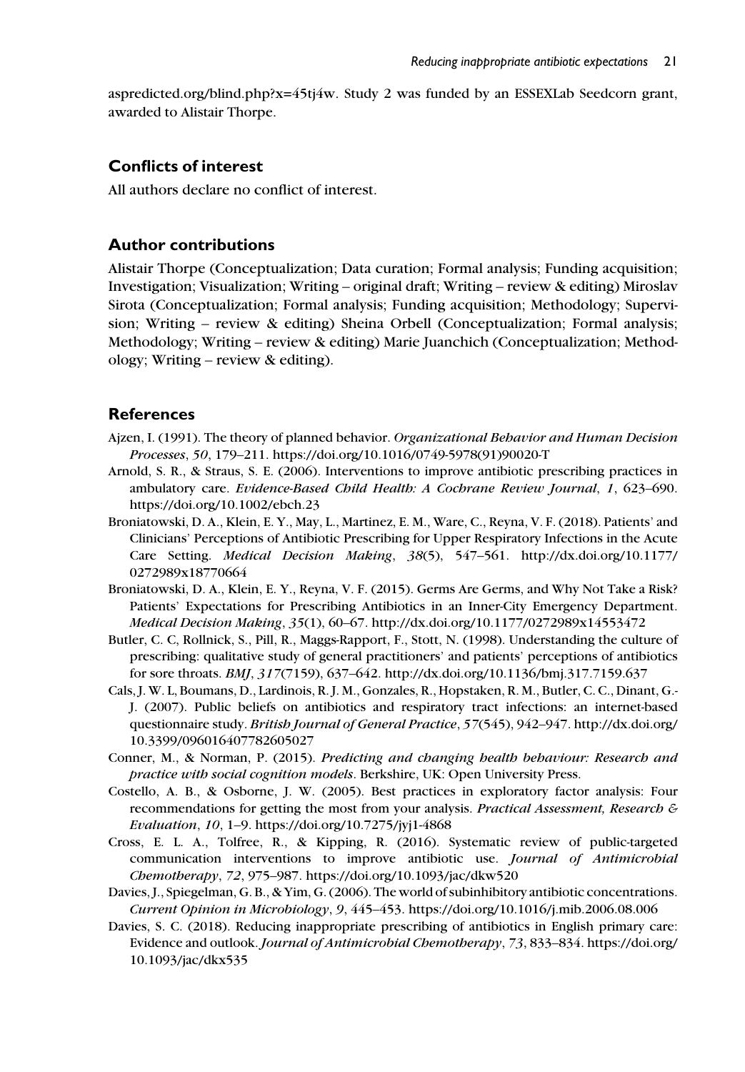aspredicted.org/blind.php?x=45tj4w. Study 2 was funded by an ESSEXLab Seedcorn grant, awarded to Alistair Thorpe.

## Conflicts of interest

All authors declare no conflict of interest.

## Author contributions

Alistair Thorpe (Conceptualization; Data curation; Formal analysis; Funding acquisition; Investigation; Visualization; Writing – original draft; Writing – review & editing) Miroslav Sirota (Conceptualization; Formal analysis; Funding acquisition; Methodology; Supervision; Writing – review & editing) Sheina Orbell (Conceptualization; Formal analysis; Methodology; Writing – review & editing) Marie Juanchich (Conceptualization; Methodology; Writing – review & editing).

## References

Ajzen, I. (1991). The theory of planned behavior. *Organizational Behavior and Human Decision Processes*, *50*, 179–211. https://doi.org/10.1016/0749-5978(91)90020-T

Arnold, S. R., & Straus, S. E. (2006). Interventions to improve antibiotic prescribing practices in ambulatory care. *Evidence-Based Child Health: A Cochrane Review Journal*, *1*, 623–690. https://doi.org/10.1002/ebch.23

Broniatowski, D. A., Klein, E. Y., May, L., Martinez, E. M., Ware, C., Reyna, V. F. (2018). Patients' and Clinicians' Perceptions of Antibiotic Prescribing for Upper Respiratory Infections in the Acute Care Setting. *Medical Decision Making*, *38*(5), 547–561. http://dx.doi.org/10.1177/0272989x18770664

Broniatowski, D. A., Klein, E. Y., Reyna, V. F. (2015). Germs Are Germs, and Why Not Take a Risk? Patients' Expectations for Prescribing Antibiotics in an Inner-City Emergency Department. *Medical Decision Making*, *35*(1), 60–67. http://dx.doi.org/10.1177/0272989x14553472

Butler, C. C, Rollnick, S., Pill, R., Maggs-Rapport, F., Stott, N. (1998). Understanding the culture of prescribing: qualitative study of general practitioners' and patients' perceptions of antibiotics for sore throats. *BMJ*, *317*(7159), 637–642. http://dx.doi.org/10.1136/bmj.317.7159.637

Cals, J. W. L, Boumans, D., Lardinois, R. J. M., Gonzales, R., Hopstaken, R. M., Butler, C. C., Dinant, G.-J. (2007). Public beliefs on antibiotics and respiratory tract infections: an internet-based questionnaire study. *British Journal of General Practice*, *57*(545), 942–947. http://dx.doi.org/10.3399/096016407782605027

Conner, M., & Norman, P. (2015). *Predicting and changing health behaviour: Research and practice with social cognition models*. Berkshire, UK: Open University Press.

Costello, A. B., & Osborne, J. W. (2005). Best practices in exploratory factor analysis: Four recommendations for getting the most from your analysis. *Practical Assessment, Research & Evaluation*, *10*, 1–9. https://doi.org/10.7275/jyj1-4868

Cross, E. L. A., Tolfree, R., & Kipping, R. (2016). Systematic review of public-targeted communication interventions to improve antibiotic use. *Journal of Antimicrobial Chemotherapy*, *72*, 975–987. https://doi.org/10.1093/jac/dkw520

Davies, J., Spiegelman, G. B., & Yim, G. (2006). The world of subinhibitory antibiotic concentrations. *Current Opinion in Microbiology*, *9*, 445–453. https://doi.org/10.1016/j.mib.2006.08.006

Davies, S. C. (2018). Reducing inappropriate prescribing of antibiotics in English primary care: Evidence and outlook. *Journal of Antimicrobial Chemotherapy*, *73*, 833–834. https://doi.org/10.1093/jac/dkx535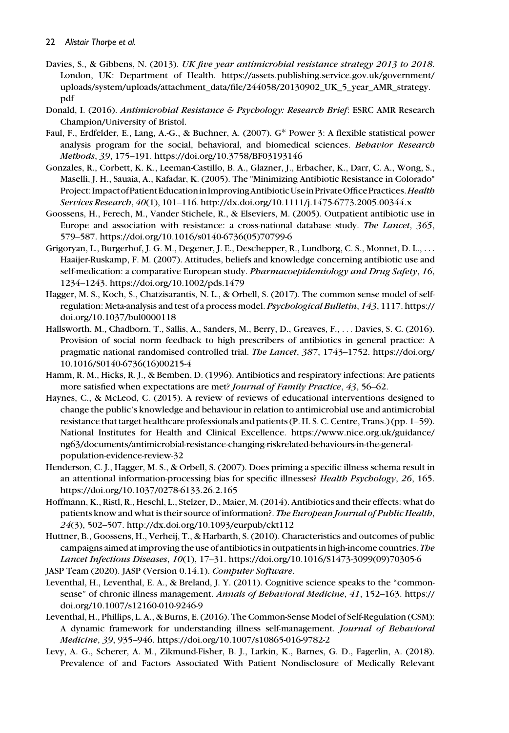Davies, S., & Gibbens, N. (2013). *UK five year antimicrobial resistance strategy 2013 to 2018*. London, UK: Department of Health. https://assets.publishing.service.gov.uk/government/uploads/system/uploads/attachment_data/file/244058/20130902_UK_5_year_AMR_strategy.pdf

Donald, I. (2016). *Antimicrobial Resistance & Psychology: Research Brief*: ESRC AMR Research Champion/University of Bristol.

Faul, F., Erdfelder, E., Lang, A.-G., & Buchner, A. (2007). G* Power 3: A flexible statistical power analysis program for the social, behavioral, and biomedical sciences. *Behavior Research Methods*, *39*, 175–191. https://doi.org/10.3758/BF03193146

Gonzales, R., Corbett, K. K., Leeman-Castillo, B. A., Glazner, J., Erbacher, K., Darr, C. A., Wong, S., Maselli, J. H., Sauaia, A., Kafadar, K. (2005). The "Minimizing Antibiotic Resistance in Colorado" Project: Impact of Patient Education in Improving Antibiotic Use in Private Office Practices. *Health Services Research*, *40*(1), 101–116. http://dx.doi.org/10.1111/j.1475-6773.2005.00344.x

Goossens, H., Ferech, M., Vander Stichele, R., & Elseviers, M. (2005). Outpatient antibiotic use in Europe and association with resistance: a cross-national database study. *The Lancet*, *365*, 579–587. https://doi.org/10.1016/s0140-6736(05)70799-6

Grigoryan, L., Burgerhof, J. G. M., Degener, J. E., Deschepper, R., Lundborg, C. S., Monnet, D. L., ... Haaijer-Ruskamp, F. M. (2007). Attitudes, beliefs and knowledge concerning antibiotic use and self-medication: a comparative European study. *Pharmacoepidemiology and Drug Safety*, *16*, 1234–1243. https://doi.org/10.1002/pds.1479

Hagger, M. S., Koch, S., Chatzisarantis, N. L., & Orbell, S. (2017). The common sense model of self-regulation: Meta-analysis and test of a process model. *Psychological Bulletin*, *143*, 1117. https://doi.org/10.1037/bul0000118

Hallsworth, M., Chadborn, T., Sallis, A., Sanders, M., Berry, D., Greaves, F., ... Davies, S. C. (2016). Provision of social norm feedback to high prescribers of antibiotics in general practice: A pragmatic national randomised controlled trial. *The Lancet*, *387*, 1743–1752. https://doi.org/10.1016/S0140-6736(16)00215-4

Hamm, R. M., Hicks, R. J., & Bemben, D. (1996). Antibiotics and respiratory infections: Are patients more satisfied when expectations are met? *Journal of Family Practice*, *43*, 56–62.

Haynes, C., & McLeod, C. (2015). A review of reviews of educational interventions designed to change the public's knowledge and behaviour in relation to antimicrobial use and antimicrobial resistance that target healthcare professionals and patients (P. H. S. C. Centre, Trans.) (pp. 1–59). National Institutes for Health and Clinical Excellence. https://www.nice.org.uk/guidance/ng63/documents/antimicrobial-resistance-changing-riskrelated-behaviours-in-the-general-population-evidence-review-32

Henderson, C. J., Hagger, M. S., & Orbell, S. (2007). Does priming a specific illness schema result in an attentional information-processing bias for specific illnesses? *Health Psychology*, *26*, 165. https://doi.org/10.1037/0278-6133.26.2.165

Hoffmann, K., Ristl, R., Heschl, L., Stelzer, D., Maier, M. (2014). Antibiotics and their effects: what do patients know and what is their source of information?. *The European Journal of Public Health*, *24*(3), 502–507. http://dx.doi.org/10.1093/eurpub/ckt112

Huttner, B., Goossens, H., Verheij, T., & Harbarth, S. (2010). Characteristics and outcomes of public campaigns aimed at improving the use of antibiotics in outpatients in high-income countries. *The Lancet Infectious Diseases*, *10*(1), 17–31. https://doi.org/10.1016/S1473-3099(09)70305-6

JASP Team (2020). JASP (Version 0.14.1). *Computer Software*.

Leventhal, H., Leventhal, E. A., & Breland, J. Y. (2011). Cognitive science speaks to the "common-sense" of chronic illness management. *Annals of Behavioral Medicine*, *41*, 152–163. https://doi.org/10.1007/s12160-010-9246-9

Leventhal, H., Phillips, L. A., & Burns, E. (2016). The Common-Sense Model of Self-Regulation (CSM): A dynamic framework for understanding illness self-management. *Journal of Behavioral Medicine*, *39*, 935–946. https://doi.org/10.1007/s10865-016-9782-2

Levy, A. G., Scherer, A. M., Zikmund-Fisher, B. J., Larkin, K., Barnes, G. D., Fagerlin, A. (2018). Prevalence of and Factors Associated With Patient Nondisclosure of Medically Relevant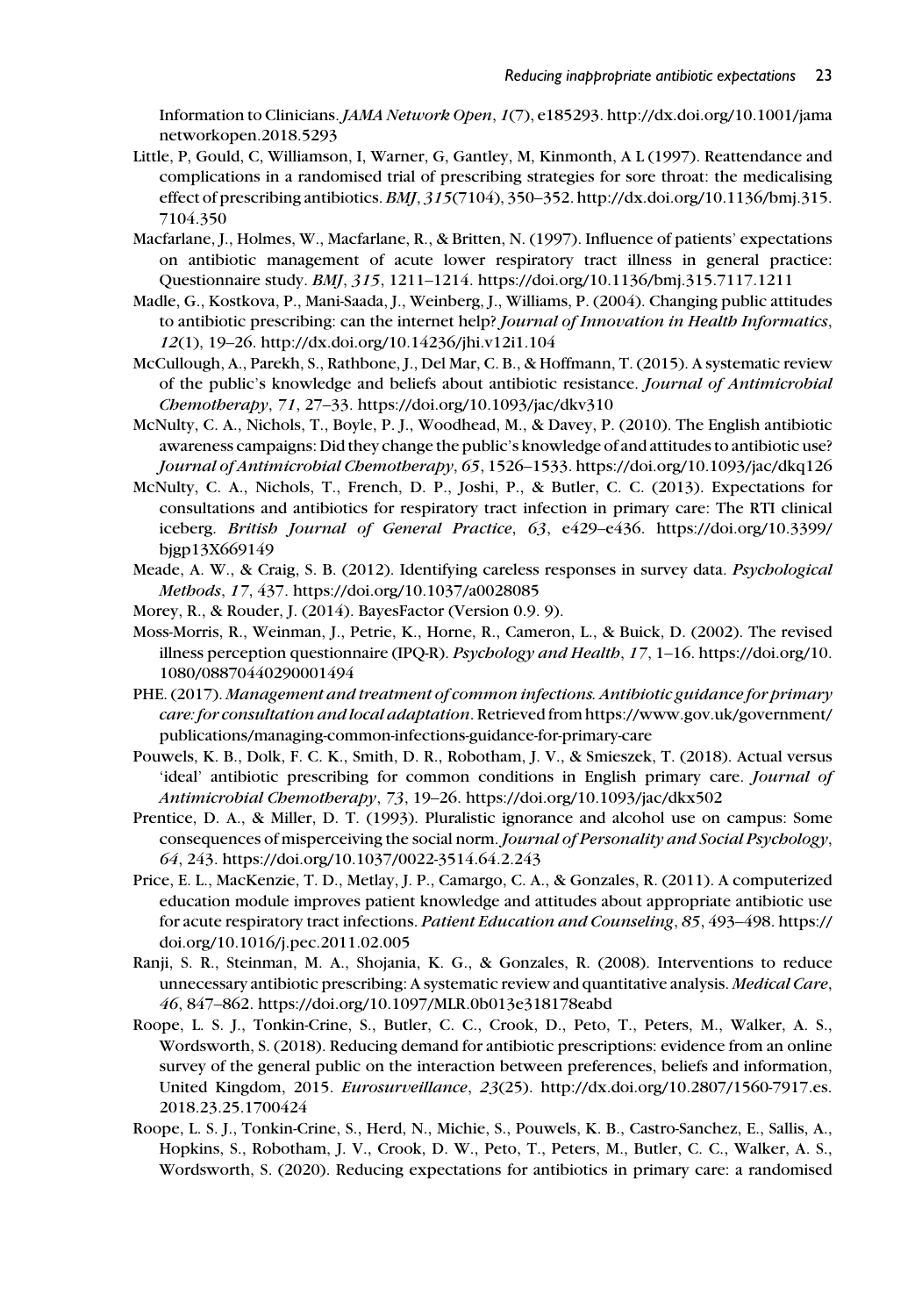Information to Clinicians. *JAMA Network Open*, *1*(7), e185293. http://dx.doi.org/10.1001/jamanetworkopen.2018.5293

Little, P, Gould, C, Williamson, I, Warner, G, Gantley, M, Kinmonth, A L (1997). Reattendance and complications in a randomised trial of prescribing strategies for sore throat: the medicalising effect of prescribing antibiotics. *BMJ*, *315*(7104), 350–352. http://dx.doi.org/10.1136/bmj.315.7104.350

Macfarlane, J., Holmes, W., Macfarlane, R., & Britten, N. (1997). Influence of patients' expectations on antibiotic management of acute lower respiratory tract illness in general practice: Questionnaire study. *BMJ*, *315*, 1211–1214. https://doi.org/10.1136/bmj.315.7117.1211

Madle, G., Kostkova, P., Mani-Saada, J., Weinberg, J., Williams, P. (2004). Changing public attitudes to antibiotic prescribing: can the internet help? *Journal of Innovation in Health Informatics*, *12*(1), 19–26. http://dx.doi.org/10.14236/jhi.v12i1.104

McCullough, A., Parekh, S., Rathbone, J., Del Mar, C. B., & Hoffmann, T. (2015). A systematic review of the public's knowledge and beliefs about antibiotic resistance. *Journal of Antimicrobial Chemotherapy*, *71*, 27–33. https://doi.org/10.1093/jac/dkv310

McNulty, C. A., Nichols, T., Boyle, P. J., Woodhead, M., & Davey, P. (2010). The English antibiotic awareness campaigns: Did they change the public's knowledge of and attitudes to antibiotic use? *Journal of Antimicrobial Chemotherapy*, *65*, 1526–1533. https://doi.org/10.1093/jac/dkq126

McNulty, C. A., Nichols, T., French, D. P., Joshi, P., & Butler, C. C. (2013). Expectations for consultations and antibiotics for respiratory tract infection in primary care: The RTI clinical iceberg. *British Journal of General Practice*, *63*, e429–e436. https://doi.org/10.3399/bjgp13X669149

Meade, A. W., & Craig, S. B. (2012). Identifying careless responses in survey data. *Psychological Methods*, *17*, 437. https://doi.org/10.1037/a0028085

Morey, R., & Rouder, J. (2014). BayesFactor (Version 0.9. 9).

Moss-Morris, R., Weinman, J., Petrie, K., Horne, R., Cameron, L., & Buick, D. (2002). The revised illness perception questionnaire (IPQ-R). *Psychology and Health*, *17*, 1–16. https://doi.org/10.1080/08870440290001494

PHE. (2017). *Management and treatment of common infections. Antibiotic guidance for primary care: for consultation and local adaptation*. Retrieved from https://www.gov.uk/government/publications/managing-common-infections-guidance-for-primary-care

Pouwels, K. B., Dolk, F. C. K., Smith, D. R., Robotham, J. V., & Smieszek, T. (2018). Actual versus 'ideal' antibiotic prescribing for common conditions in English primary care. *Journal of Antimicrobial Chemotherapy*, *73*, 19–26. https://doi.org/10.1093/jac/dkx502

Prentice, D. A., & Miller, D. T. (1993). Pluralistic ignorance and alcohol use on campus: Some consequences of misperceiving the social norm. *Journal of Personality and Social Psychology*, *64*, 243. https://doi.org/10.1037/0022-3514.64.2.243

Price, E. L., MacKenzie, T. D., Metlay, J. P., Camargo, C. A., & Gonzales, R. (2011). A computerized education module improves patient knowledge and attitudes about appropriate antibiotic use for acute respiratory tract infections. *Patient Education and Counseling*, *85*, 493–498. https://doi.org/10.1016/j.pec.2011.02.005

Ranji, S. R., Steinman, M. A., Shojania, K. G., & Gonzales, R. (2008). Interventions to reduce unnecessary antibiotic prescribing: A systematic review and quantitative analysis. *Medical Care*, *46*, 847–862. https://doi.org/10.1097/MLR.0b013e318178eabd

Roope, L. S. J., Tonkin-Crine, S., Butler, C. C., Crook, D., Peto, T., Peters, M., Walker, A. S., Wordsworth, S. (2018). Reducing demand for antibiotic prescriptions: evidence from an online survey of the general public on the interaction between preferences, beliefs and information, United Kingdom, 2015. *Eurosurveillance*, *23*(25). http://dx.doi.org/10.2807/1560-7917.es.2018.23.25.1700424

Roope, L. S. J., Tonkin-Crine, S., Herd, N., Michie, S., Pouwels, K. B., Castro-Sanchez, E., Sallis, A., Hopkins, S., Robotham, J. V., Crook, D. W., Peto, T., Peters, M., Butler, C. C., Walker, A. S., Wordsworth, S. (2020). Reducing expectations for antibiotics in primary care: a randomised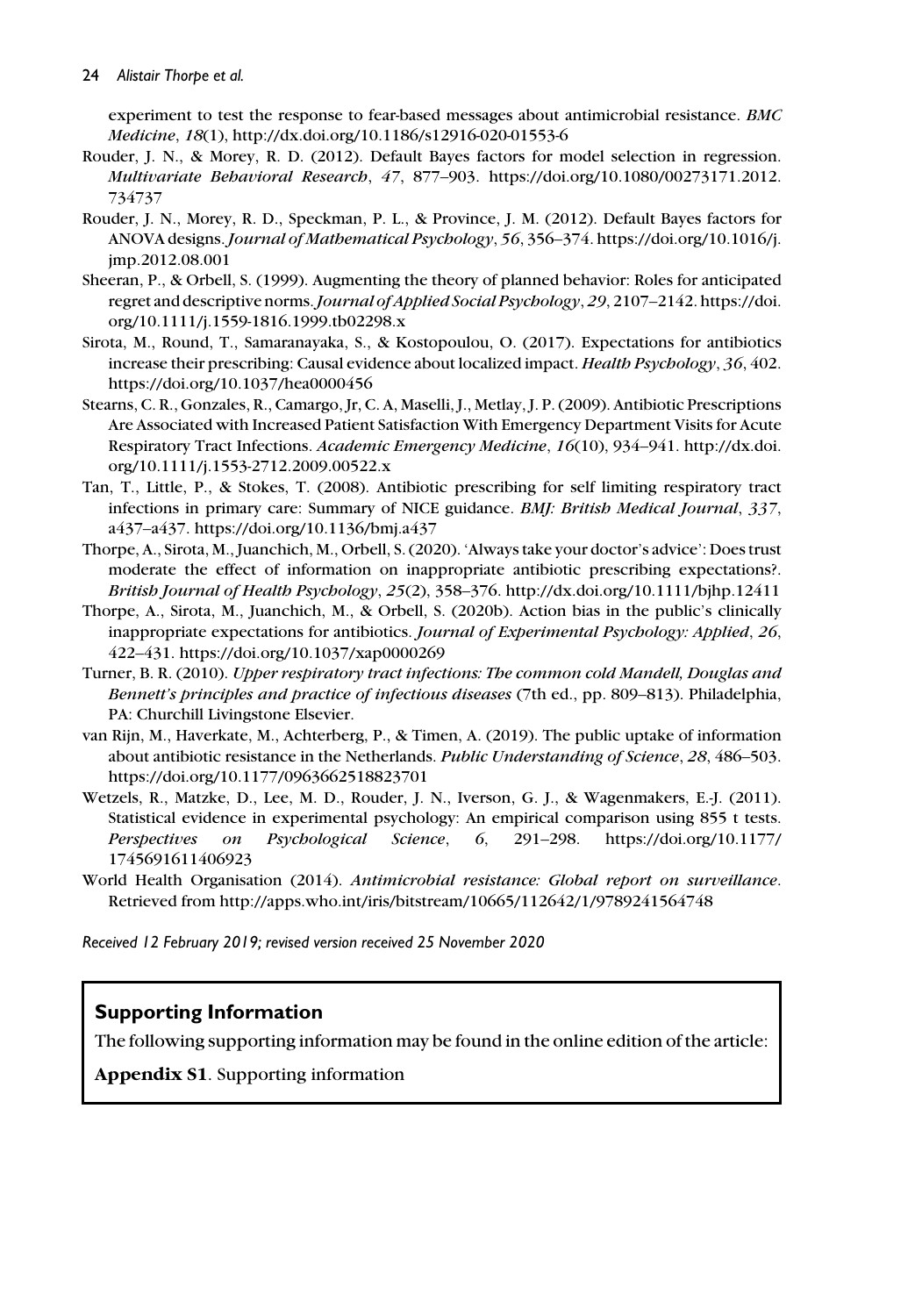experiment to test the response to fear-based messages about antimicrobial resistance. *BMC Medicine*, *18*(1), http://dx.doi.org/10.1186/s12916-020-01553-6

Rouder, J. N., & Morey, R. D. (2012). Default Bayes factors for model selection in regression. *Multivariate Behavioral Research*, *47*, 877–903. https://doi.org/10.1080/00273171.2012.734737

Rouder, J. N., Morey, R. D., Speckman, P. L., & Province, J. M. (2012). Default Bayes factors for ANOVA designs. *Journal of Mathematical Psychology*, *56*, 356–374. https://doi.org/10.1016/j.jmp.2012.08.001

Sheeran, P., & Orbell, S. (1999). Augmenting the theory of planned behavior: Roles for anticipated regret and descriptive norms. *Journal of Applied Social Psychology*, *29*, 2107–2142. https://doi.org/10.1111/j.1559-1816.1999.tb02298.x

Sirota, M., Round, T., Samaranayaka, S., & Kostopoulou, O. (2017). Expectations for antibiotics increase their prescribing: Causal evidence about localized impact. *Health Psychology*, *36*, 402. https://doi.org/10.1037/hea0000456

Stearns, C. R., Gonzales, R., Camargo, Jr, C. A, Maselli, J., Metlay, J. P. (2009). Antibiotic Prescriptions Are Associated with Increased Patient Satisfaction With Emergency Department Visits for Acute Respiratory Tract Infections. *Academic Emergency Medicine*, *16*(10), 934–941. http://dx.doi.org/10.1111/j.1553-2712.2009.00522.x

Tan, T., Little, P., & Stokes, T. (2008). Antibiotic prescribing for self limiting respiratory tract infections in primary care: Summary of NICE guidance. *BMJ: British Medical Journal*, *337*, a437–a437. https://doi.org/10.1136/bmj.a437

Thorpe, A., Sirota, M., Juanchich, M., Orbell, S. (2020). 'Always take your doctor's advice': Does trust moderate the effect of information on inappropriate antibiotic prescribing expectations?. *British Journal of Health Psychology*, *25*(2), 358–376. http://dx.doi.org/10.1111/bjhp.12411

Thorpe, A., Sirota, M., Juanchich, M., & Orbell, S. (2020b). Action bias in the public's clinically inappropriate expectations for antibiotics. *Journal of Experimental Psychology: Applied*, *26*, 422–431. https://doi.org/10.1037/xap0000269

Turner, B. R. (2010). *Upper respiratory tract infections: The common cold Mandell, Douglas and Bennett's principles and practice of infectious diseases* (7th ed., pp. 809–813). Philadelphia, PA: Churchill Livingstone Elsevier.

van Rijn, M., Haverkate, M., Achterberg, P., & Timen, A. (2019). The public uptake of information about antibiotic resistance in the Netherlands. *Public Understanding of Science*, *28*, 486–503. https://doi.org/10.1177/0963662518823701

Wetzels, R., Matzke, D., Lee, M. D., Rouder, J. N., Iverson, G. J., & Wagenmakers, E.-J. (2011). Statistical evidence in experimental psychology: An empirical comparison using 855 t tests. *Perspectives on Psychological Science*, *6*, 291–298. https://doi.org/10.1177/1745691611406923

World Health Organisation (2014). *Antimicrobial resistance: Global report on surveillance*. Retrieved from http://apps.who.int/iris/bitstream/10665/112642/1/9789241564748

*Received 12 February 2019; revised version received 25 November 2020*

## Supporting Information

The following supporting information may be found in the online edition of the article:

**Appendix S1**. Supporting information